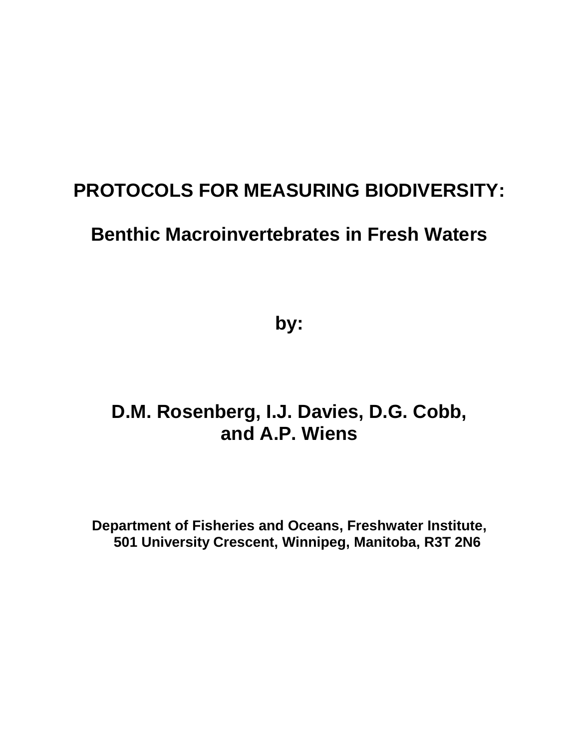# PROTOCOLS FOR MEASURING BIODIVERSITY:

## Benthic Macroinvertebrates in Fresh Waters

**by:**

**D.M. Rosenberg, I.J. Davies, D.G. Cobb, and A.P. Wiens**

**Department of Fisheries and Oceans, Freshwater Institute, 501 University Crescent, Winnipeg, Manitoba, R3T 2N6**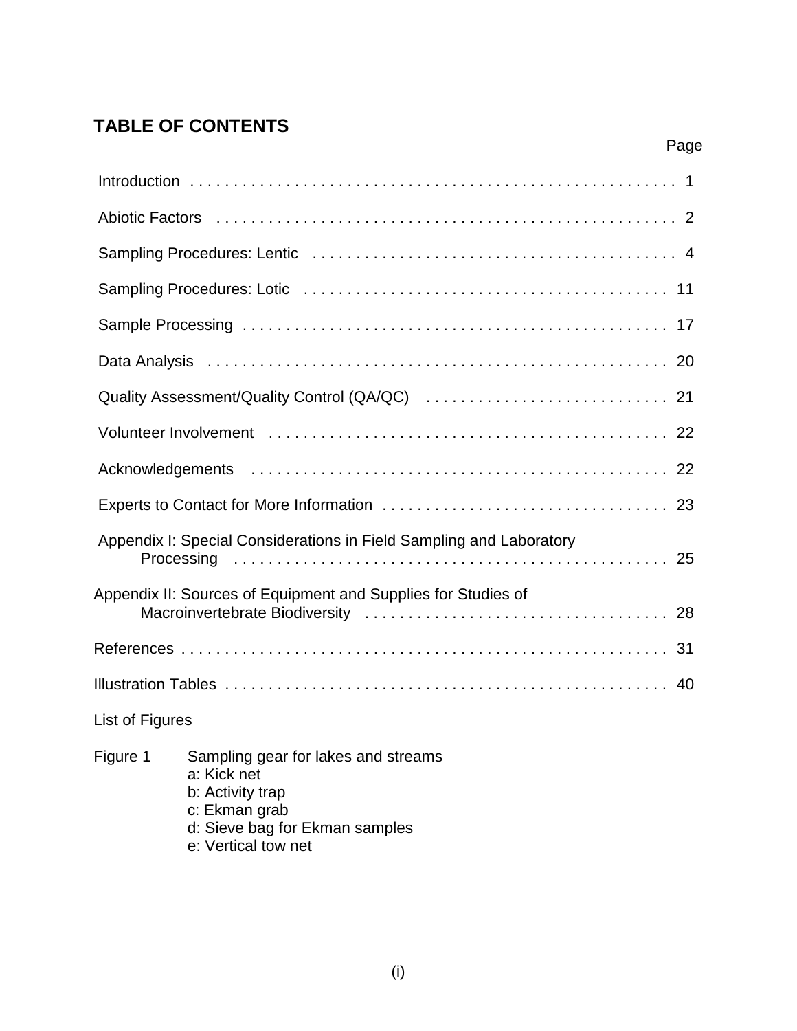## TABLE OF CONTENTS

| | Page |
|---|---|
| Introduction | 1 |
| Abiotic Factors | 2 |
| Sampling Procedures: Lentic | 4 |
| Sampling Procedures: Lotic | 11 |
| Sample Processing | 17 |
| Data Analysis | 20 |
| Quality Assessment/Quality Control (QA/QC) | 21 |
| Volunteer Involvement | 22 |
| Acknowledgements | 22 |
| Experts to Contact for More Information | 23 |
| Appendix I: Special Considerations in Field Sampling and Laboratory Processing | 25 |
| Appendix II: Sources of Equipment and Supplies for Studies of Macroinvertebrate Biodiversity | 28 |
| References | 31 |
| Illustration Tables | 40 |

List of Figures

Figure 1 Sampling gear for lakes and streams
- a: Kick net
- b: Activity trap
- c: Ekman grab
- d: Sieve bag for Ekman samples
- e: Vertical tow net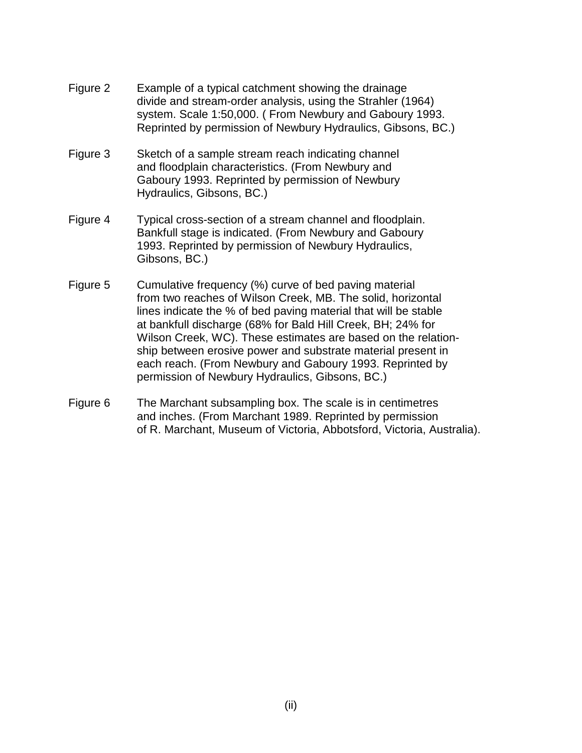Figure 2 Example of a typical catchment showing the drainage divide and stream-order analysis, using the Strahler (1964) system. Scale 1:50,000. ( From Newbury and Gaboury 1993. Reprinted by permission of Newbury Hydraulics, Gibsons, BC.)

Figure 3 Sketch of a sample stream reach indicating channel and floodplain characteristics. (From Newbury and Gaboury 1993. Reprinted by permission of Newbury Hydraulics, Gibsons, BC.)

Figure 4 Typical cross-section of a stream channel and floodplain. Bankfull stage is indicated. (From Newbury and Gaboury 1993. Reprinted by permission of Newbury Hydraulics, Gibsons, BC.)

Figure 5 Cumulative frequency (%) curve of bed paving material from two reaches of Wilson Creek, MB. The solid, horizontal lines indicate the % of bed paving material that will be stable at bankfull discharge (68% for Bald Hill Creek, BH; 24% for Wilson Creek, WC). These estimates are based on the relationship between erosive power and substrate material present in each reach. (From Newbury and Gaboury 1993. Reprinted by permission of Newbury Hydraulics, Gibsons, BC.)

Figure 6 The Marchant subsampling box. The scale is in centimetres and inches. (From Marchant 1989. Reprinted by permission of R. Marchant, Museum of Victoria, Abbotsford, Victoria, Australia).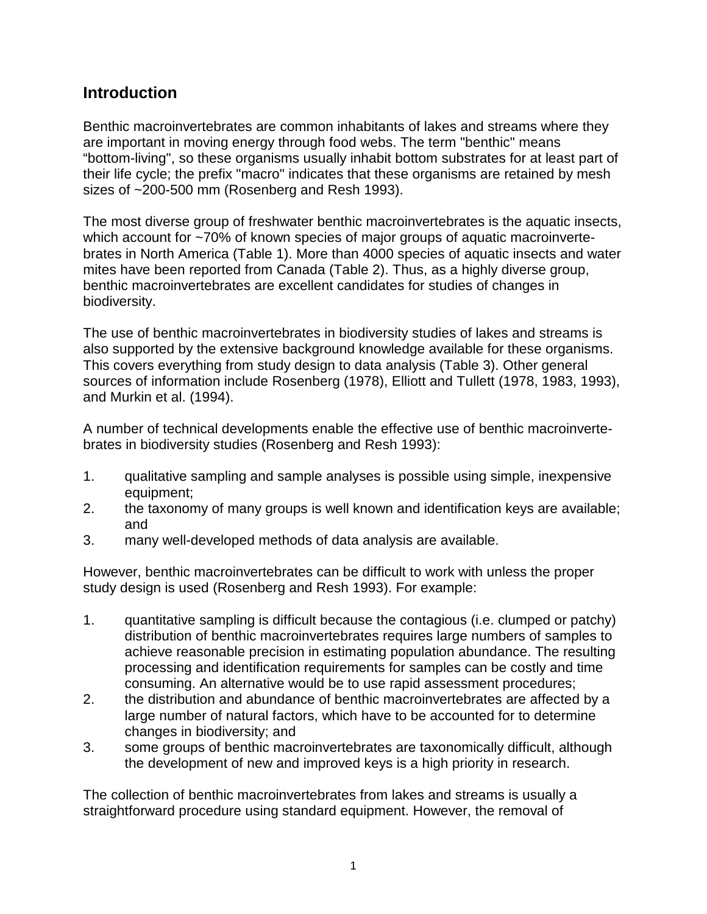## Introduction

Benthic macroinvertebrates are common inhabitants of lakes and streams where they are important in moving energy through food webs. The term "benthic" means "bottom-living", so these organisms usually inhabit bottom substrates for at least part of their life cycle; the prefix "macro" indicates that these organisms are retained by mesh sizes of ~200-500 mm (Rosenberg and Resh 1993).

The most diverse group of freshwater benthic macroinvertebrates is the aquatic insects, which account for ~70% of known species of major groups of aquatic macroinvertebrates in North America (Table 1). More than 4000 species of aquatic insects and water mites have been reported from Canada (Table 2). Thus, as a highly diverse group, benthic macroinvertebrates are excellent candidates for studies of changes in biodiversity.

The use of benthic macroinvertebrates in biodiversity studies of lakes and streams is also supported by the extensive background knowledge available for these organisms. This covers everything from study design to data analysis (Table 3). Other general sources of information include Rosenberg (1978), Elliott and Tullett (1978, 1983, 1993), and Murkin et al. (1994).

A number of technical developments enable the effective use of benthic macroinvertebrates in biodiversity studies (Rosenberg and Resh 1993):

1. qualitative sampling and sample analyses is possible using simple, inexpensive equipment;
2. the taxonomy of many groups is well known and identification keys are available; and
3. many well-developed methods of data analysis are available.

However, benthic macroinvertebrates can be difficult to work with unless the proper study design is used (Rosenberg and Resh 1993). For example:

1. quantitative sampling is difficult because the contagious (i.e. clumped or patchy) distribution of benthic macroinvertebrates requires large numbers of samples to achieve reasonable precision in estimating population abundance. The resulting processing and identification requirements for samples can be costly and time consuming. An alternative would be to use rapid assessment procedures;
2. the distribution and abundance of benthic macroinvertebrates are affected by a large number of natural factors, which have to be accounted for to determine changes in biodiversity; and
3. some groups of benthic macroinvertebrates are taxonomically difficult, although the development of new and improved keys is a high priority in research.

The collection of benthic macroinvertebrates from lakes and streams is usually a straightforward procedure using standard equipment. However, the removal of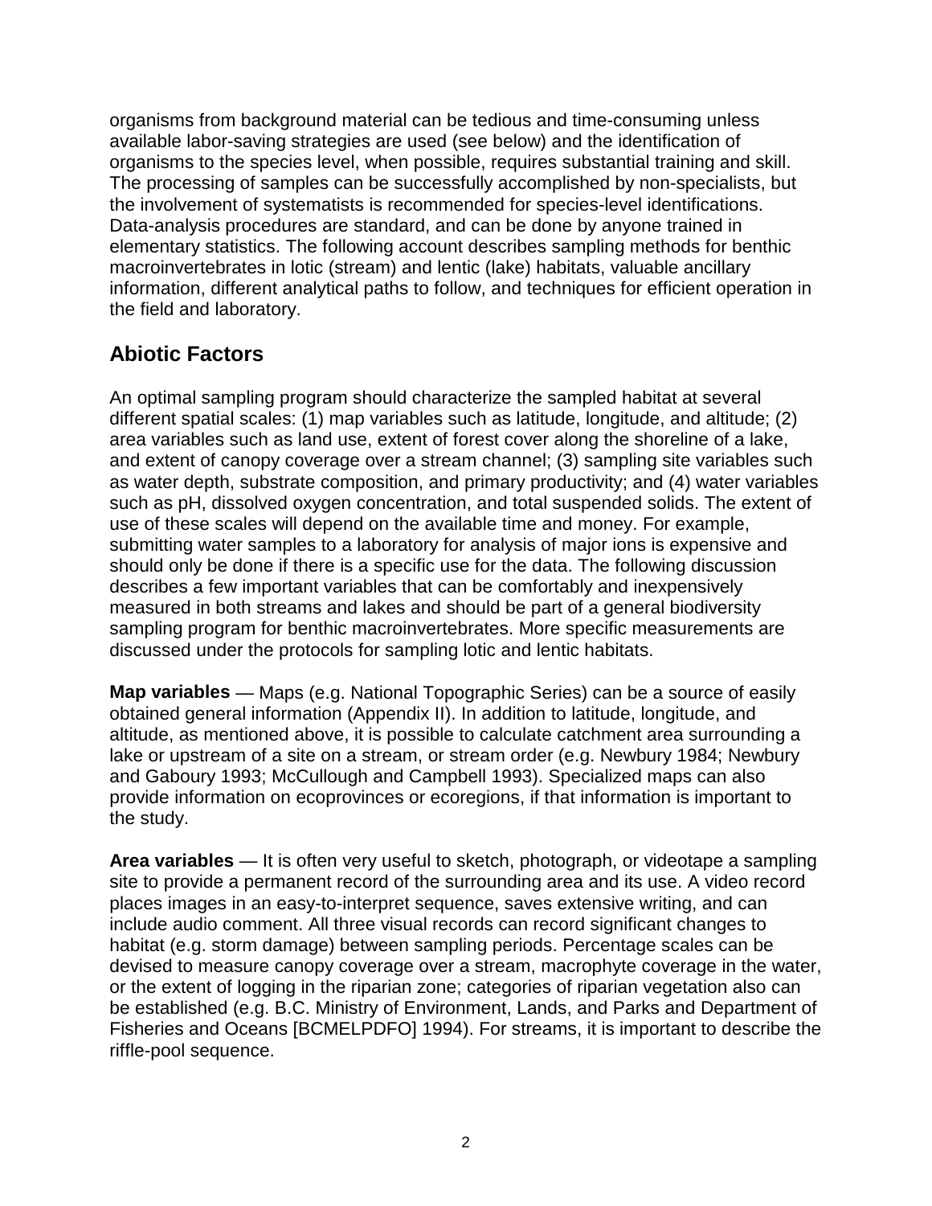organisms from background material can be tedious and time-consuming unless available labor-saving strategies are used (see below) and the identification of organisms to the species level, when possible, requires substantial training and skill. The processing of samples can be successfully accomplished by non-specialists, but the involvement of systematists is recommended for species-level identifications. Data-analysis procedures are standard, and can be done by anyone trained in elementary statistics. The following account describes sampling methods for benthic macroinvertebrates in lotic (stream) and lentic (lake) habitats, valuable ancillary information, different analytical paths to follow, and techniques for efficient operation in the field and laboratory.

## Abiotic Factors

An optimal sampling program should characterize the sampled habitat at several different spatial scales: (1) map variables such as latitude, longitude, and altitude; (2) area variables such as land use, extent of forest cover along the shoreline of a lake, and extent of canopy coverage over a stream channel; (3) sampling site variables such as water depth, substrate composition, and primary productivity; and (4) water variables such as pH, dissolved oxygen concentration, and total suspended solids. The extent of use of these scales will depend on the available time and money. For example, submitting water samples to a laboratory for analysis of major ions is expensive and should only be done if there is a specific use for the data. The following discussion describes a few important variables that can be comfortably and inexpensively measured in both streams and lakes and should be part of a general biodiversity sampling program for benthic macroinvertebrates. More specific measurements are discussed under the protocols for sampling lotic and lentic habitats.

**Map variables** — Maps (e.g. National Topographic Series) can be a source of easily obtained general information (Appendix II). In addition to latitude, longitude, and altitude, as mentioned above, it is possible to calculate catchment area surrounding a lake or upstream of a site on a stream, or stream order (e.g. Newbury 1984; Newbury and Gaboury 1993; McCullough and Campbell 1993). Specialized maps can also provide information on ecoprovinces or ecoregions, if that information is important to the study.

**Area variables** — It is often very useful to sketch, photograph, or videotape a sampling site to provide a permanent record of the surrounding area and its use. A video record places images in an easy-to-interpret sequence, saves extensive writing, and can include audio comment. All three visual records can record significant changes to habitat (e.g. storm damage) between sampling periods. Percentage scales can be devised to measure canopy coverage over a stream, macrophyte coverage in the water, or the extent of logging in the riparian zone; categories of riparian vegetation also can be established (e.g. B.C. Ministry of Environment, Lands, and Parks and Department of Fisheries and Oceans [BCMELPDFO] 1994). For streams, it is important to describe the riffle-pool sequence.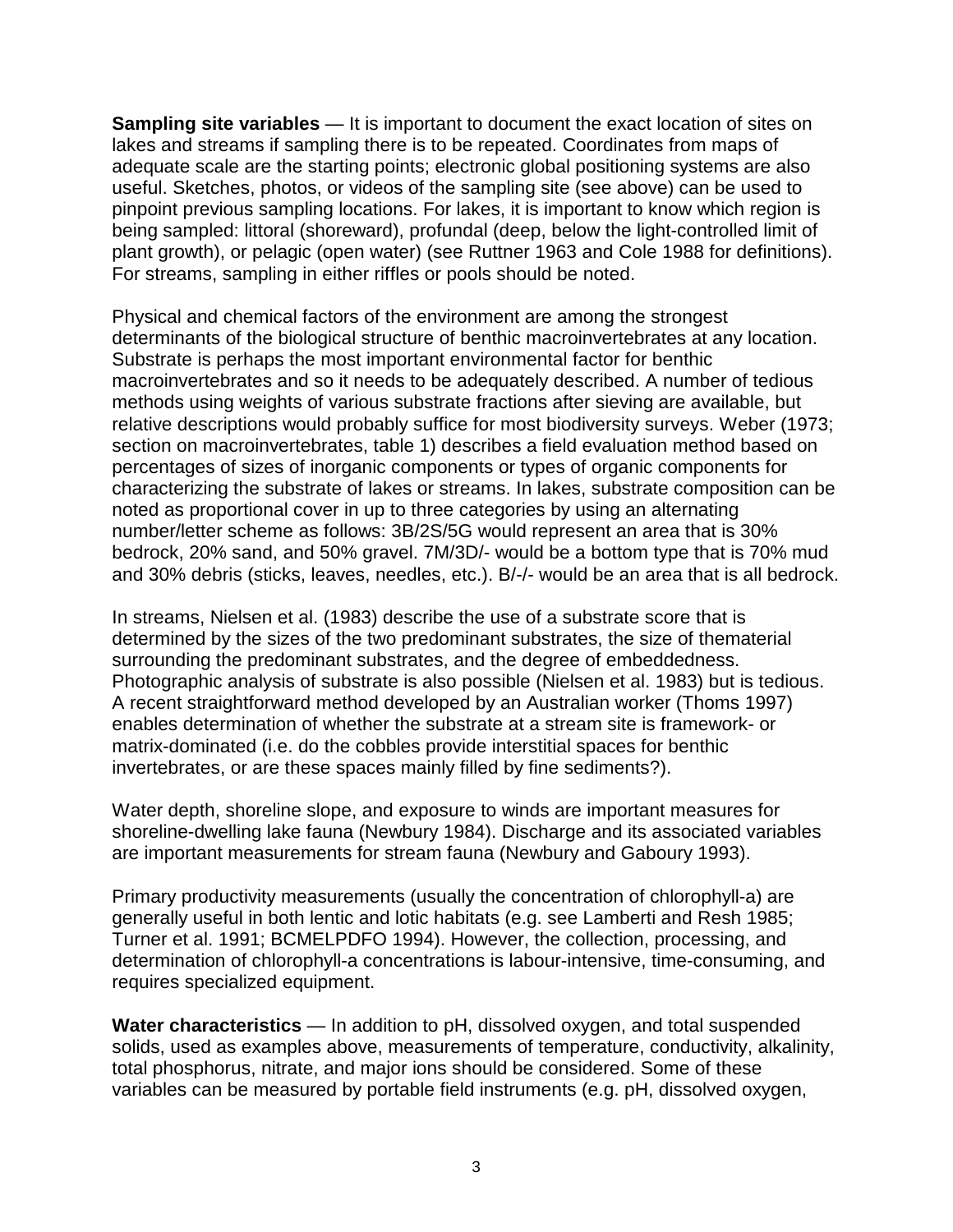**Sampling site variables** — It is important to document the exact location of sites on lakes and streams if sampling there is to be repeated. Coordinates from maps of adequate scale are the starting points; electronic global positioning systems are also useful. Sketches, photos, or videos of the sampling site (see above) can be used to pinpoint previous sampling locations. For lakes, it is important to know which region is being sampled: littoral (shoreward), profundal (deep, below the light-controlled limit of plant growth), or pelagic (open water) (see Ruttner 1963 and Cole 1988 for definitions). For streams, sampling in either riffles or pools should be noted.

Physical and chemical factors of the environment are among the strongest determinants of the biological structure of benthic macroinvertebrates at any location. Substrate is perhaps the most important environmental factor for benthic macroinvertebrates and so it needs to be adequately described. A number of tedious methods using weights of various substrate fractions after sieving are available, but relative descriptions would probably suffice for most biodiversity surveys. Weber (1973; section on macroinvertebrates, table 1) describes a field evaluation method based on percentages of sizes of inorganic components or types of organic components for characterizing the substrate of lakes or streams. In lakes, substrate composition can be noted as proportional cover in up to three categories by using an alternating number/letter scheme as follows: 3B/2S/5G would represent an area that is 30% bedrock, 20% sand, and 50% gravel. 7M/3D/- would be a bottom type that is 70% mud and 30% debris (sticks, leaves, needles, etc.). B/-/- would be an area that is all bedrock.

In streams, Nielsen et al. (1983) describe the use of a substrate score that is determined by the sizes of the two predominant substrates, the size of thematerial surrounding the predominant substrates, and the degree of embeddedness. Photographic analysis of substrate is also possible (Nielsen et al. 1983) but is tedious. A recent straightforward method developed by an Australian worker (Thoms 1997) enables determination of whether the substrate at a stream site is framework- or matrix-dominated (i.e. do the cobbles provide interstitial spaces for benthic invertebrates, or are these spaces mainly filled by fine sediments?).

Water depth, shoreline slope, and exposure to winds are important measures for shoreline-dwelling lake fauna (Newbury 1984). Discharge and its associated variables are important measurements for stream fauna (Newbury and Gaboury 1993).

Primary productivity measurements (usually the concentration of chlorophyll-a) are generally useful in both lentic and lotic habitats (e.g. see Lamberti and Resh 1985; Turner et al. 1991; BCMELPDFO 1994). However, the collection, processing, and determination of chlorophyll-a concentrations is labour-intensive, time-consuming, and requires specialized equipment.

**Water characteristics** — In addition to pH, dissolved oxygen, and total suspended solids, used as examples above, measurements of temperature, conductivity, alkalinity, total phosphorus, nitrate, and major ions should be considered. Some of these variables can be measured by portable field instruments (e.g. pH, dissolved oxygen,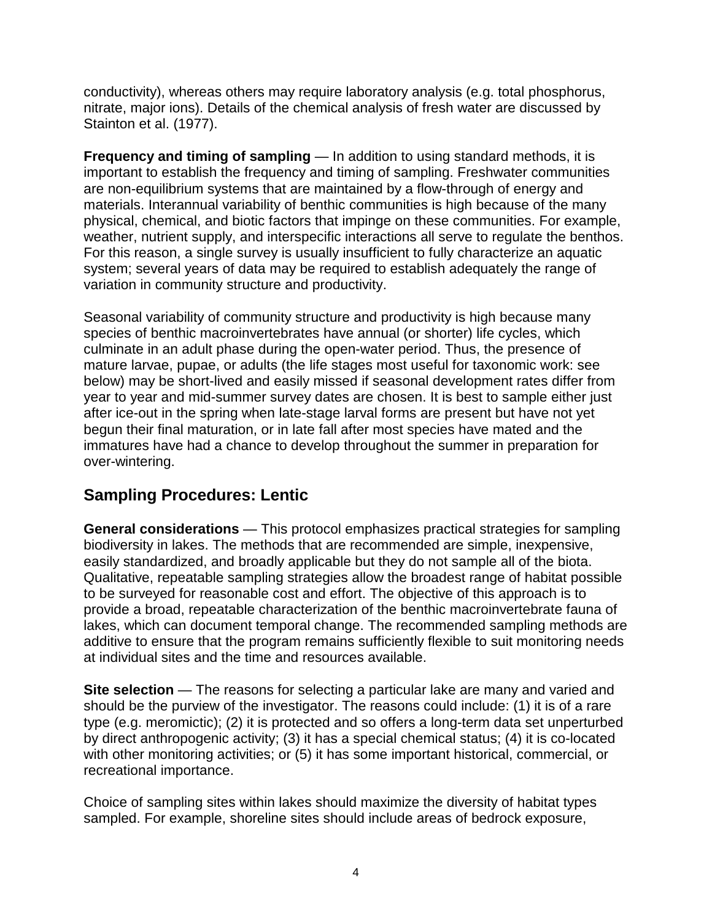conductivity), whereas others may require laboratory analysis (e.g. total phosphorus, nitrate, major ions). Details of the chemical analysis of fresh water are discussed by Stainton et al. (1977).

**Frequency and timing of sampling** — In addition to using standard methods, it is important to establish the frequency and timing of sampling. Freshwater communities are non-equilibrium systems that are maintained by a flow-through of energy and materials. Interannual variability of benthic communities is high because of the many physical, chemical, and biotic factors that impinge on these communities. For example, weather, nutrient supply, and interspecific interactions all serve to regulate the benthos. For this reason, a single survey is usually insufficient to fully characterize an aquatic system; several years of data may be required to establish adequately the range of variation in community structure and productivity.

Seasonal variability of community structure and productivity is high because many species of benthic macroinvertebrates have annual (or shorter) life cycles, which culminate in an adult phase during the open-water period. Thus, the presence of mature larvae, pupae, or adults (the life stages most useful for taxonomic work: see below) may be short-lived and easily missed if seasonal development rates differ from year to year and mid-summer survey dates are chosen. It is best to sample either just after ice-out in the spring when late-stage larval forms are present but have not yet begun their final maturation, or in late fall after most species have mated and the immatures have had a chance to develop throughout the summer in preparation for over-wintering.

## Sampling Procedures: Lentic

**General considerations** — This protocol emphasizes practical strategies for sampling biodiversity in lakes. The methods that are recommended are simple, inexpensive, easily standardized, and broadly applicable but they do not sample all of the biota. Qualitative, repeatable sampling strategies allow the broadest range of habitat possible to be surveyed for reasonable cost and effort. The objective of this approach is to provide a broad, repeatable characterization of the benthic macroinvertebrate fauna of lakes, which can document temporal change. The recommended sampling methods are additive to ensure that the program remains sufficiently flexible to suit monitoring needs at individual sites and the time and resources available.

**Site selection** — The reasons for selecting a particular lake are many and varied and should be the purview of the investigator. The reasons could include: (1) it is of a rare type (e.g. meromictic); (2) it is protected and so offers a long-term data set unperturbed by direct anthropogenic activity; (3) it has a special chemical status; (4) it is co-located with other monitoring activities; or (5) it has some important historical, commercial, or recreational importance.

Choice of sampling sites within lakes should maximize the diversity of habitat types sampled. For example, shoreline sites should include areas of bedrock exposure,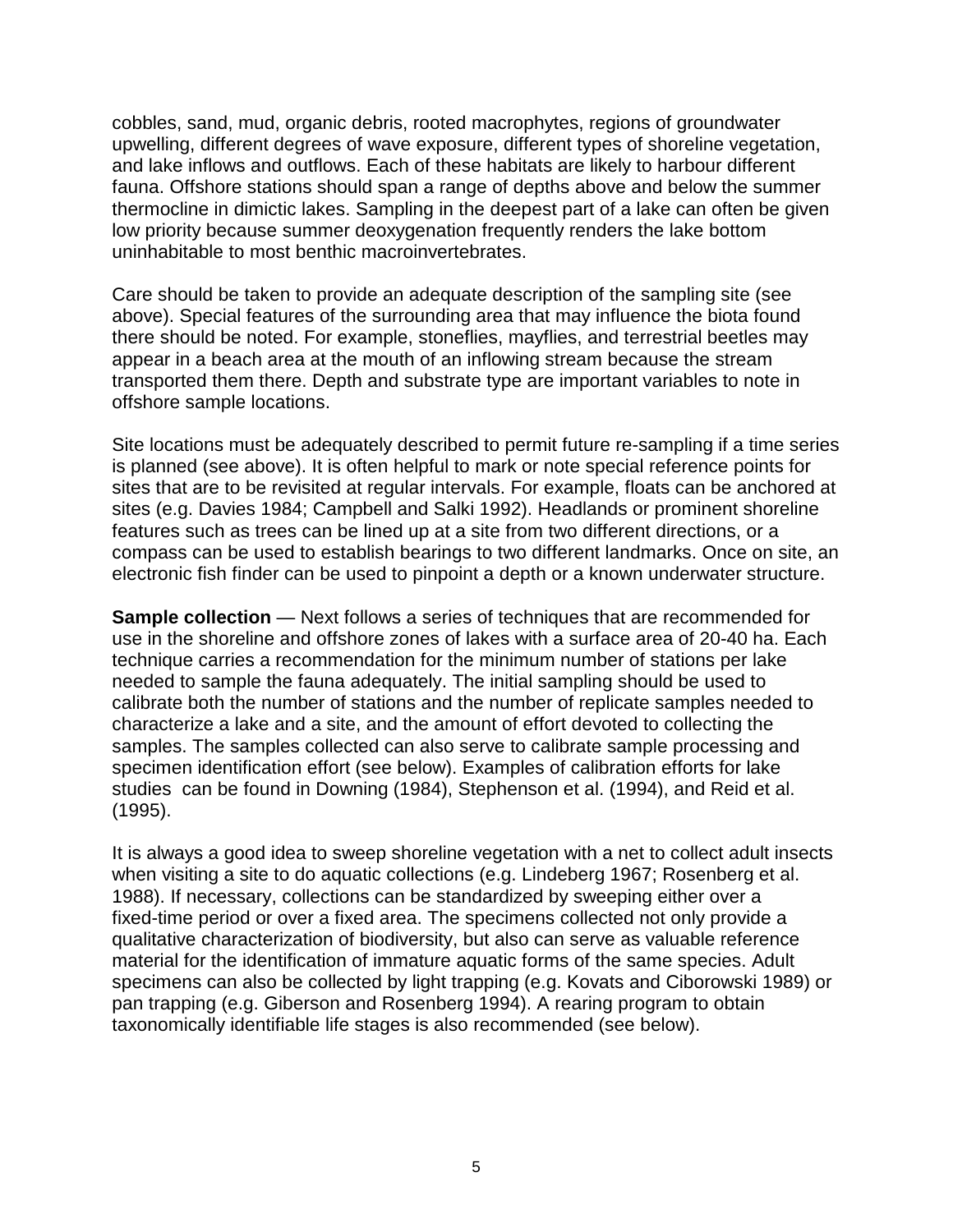cobbles, sand, mud, organic debris, rooted macrophytes, regions of groundwater upwelling, different degrees of wave exposure, different types of shoreline vegetation, and lake inflows and outflows. Each of these habitats are likely to harbour different fauna. Offshore stations should span a range of depths above and below the summer thermocline in dimictic lakes. Sampling in the deepest part of a lake can often be given low priority because summer deoxygenation frequently renders the lake bottom uninhabitable to most benthic macroinvertebrates.

Care should be taken to provide an adequate description of the sampling site (see above). Special features of the surrounding area that may influence the biota found there should be noted. For example, stoneflies, mayflies, and terrestrial beetles may appear in a beach area at the mouth of an inflowing stream because the stream transported them there. Depth and substrate type are important variables to note in offshore sample locations.

Site locations must be adequately described to permit future re-sampling if a time series is planned (see above). It is often helpful to mark or note special reference points for sites that are to be revisited at regular intervals. For example, floats can be anchored at sites (e.g. Davies 1984; Campbell and Salki 1992). Headlands or prominent shoreline features such as trees can be lined up at a site from two different directions, or a compass can be used to establish bearings to two different landmarks. Once on site, an electronic fish finder can be used to pinpoint a depth or a known underwater structure.

**Sample collection** — Next follows a series of techniques that are recommended for use in the shoreline and offshore zones of lakes with a surface area of 20-40 ha. Each technique carries a recommendation for the minimum number of stations per lake needed to sample the fauna adequately. The initial sampling should be used to calibrate both the number of stations and the number of replicate samples needed to characterize a lake and a site, and the amount of effort devoted to collecting the samples. The samples collected can also serve to calibrate sample processing and specimen identification effort (see below). Examples of calibration efforts for lake studies can be found in Downing (1984), Stephenson et al. (1994), and Reid et al. (1995).

It is always a good idea to sweep shoreline vegetation with a net to collect adult insects when visiting a site to do aquatic collections (e.g. Lindeberg 1967; Rosenberg et al. 1988). If necessary, collections can be standardized by sweeping either over a fixed-time period or over a fixed area. The specimens collected not only provide a qualitative characterization of biodiversity, but also can serve as valuable reference material for the identification of immature aquatic forms of the same species. Adult specimens can also be collected by light trapping (e.g. Kovats and Ciborowski 1989) or pan trapping (e.g. Giberson and Rosenberg 1994). A rearing program to obtain taxonomically identifiable life stages is also recommended (see below).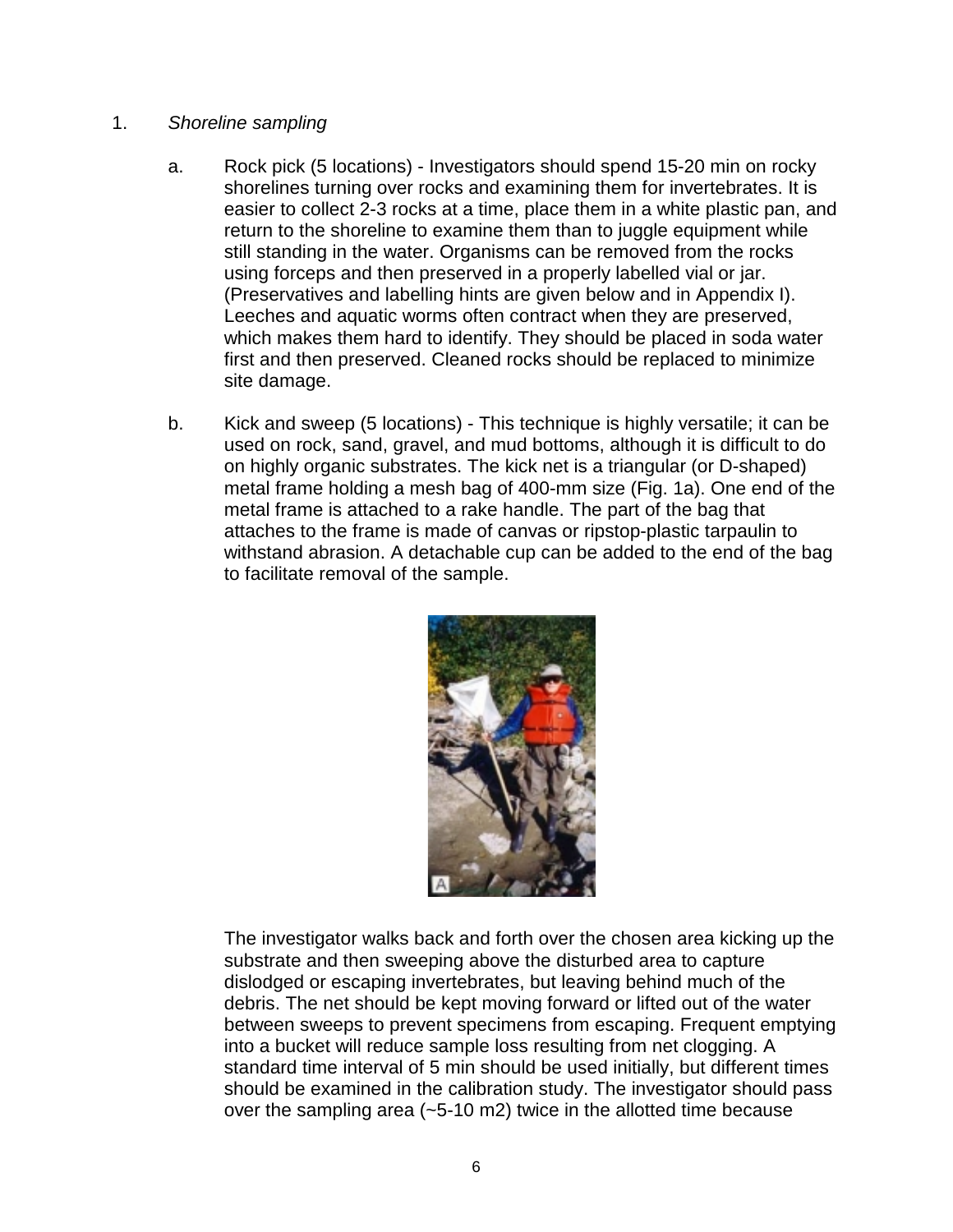1. *Shoreline sampling*

   a. Rock pick (5 locations) - Investigators should spend 15-20 min on rocky shorelines turning over rocks and examining them for invertebrates. It is easier to collect 2-3 rocks at a time, place them in a white plastic pan, and return to the shoreline to examine them than to juggle equipment while still standing in the water. Organisms can be removed from the rocks using forceps and then preserved in a properly labelled vial or jar. (Preservatives and labelling hints are given below and in Appendix I). Leeches and aquatic worms often contract when they are preserved, which makes them hard to identify. They should be placed in soda water first and then preserved. Cleaned rocks should be replaced to minimize site damage.

   b. Kick and sweep (5 locations) - This technique is highly versatile; it can be used on rock, sand, gravel, and mud bottoms, although it is difficult to do on highly organic substrates. The kick net is a triangular (or D-shaped) metal frame holding a mesh bag of 400-mm size (Fig. 1a). One end of the metal frame is attached to a rake handle. The part of the bag that attaches to the frame is made of canvas or ripstop-plastic tarpaulin to withstand abrasion. A detachable cup can be added to the end of the bag to facilitate removal of the sample.

   The investigator walks back and forth over the chosen area kicking up the substrate and then sweeping above the disturbed area to capture dislodged or escaping invertebrates, but leaving behind much of the debris. The net should be kept moving forward or lifted out of the water between sweeps to prevent specimens from escaping. Frequent emptying into a bucket will reduce sample loss resulting from net clogging. A standard time interval of 5 min should be used initially, but different times should be examined in the calibration study. The investigator should pass over the sampling area (~5-10 m2) twice in the allotted time because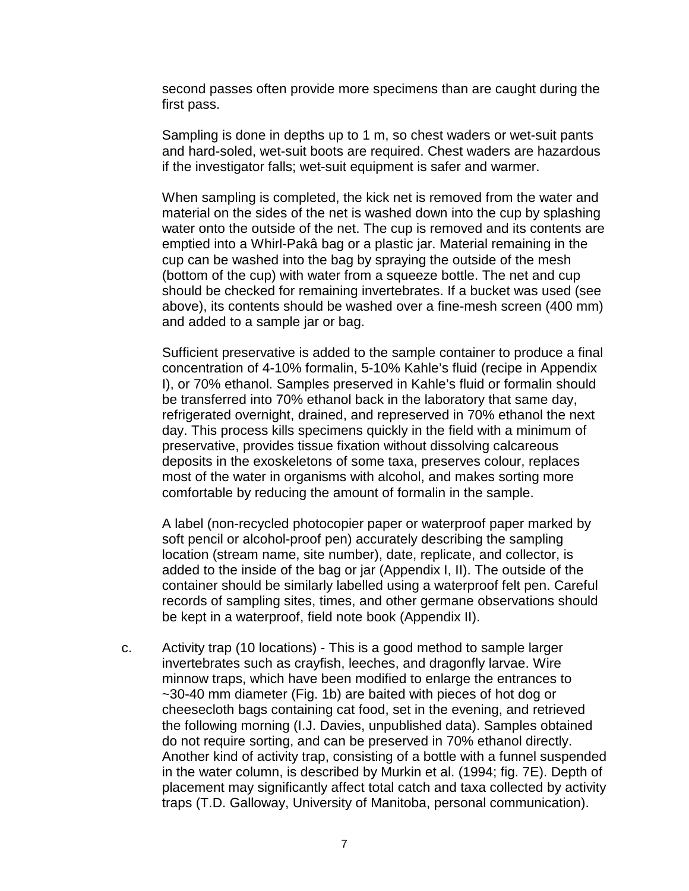second passes often provide more specimens than are caught during the first pass.

Sampling is done in depths up to 1 m, so chest waders or wet-suit pants and hard-soled, wet-suit boots are required. Chest waders are hazardous if the investigator falls; wet-suit equipment is safer and warmer.

When sampling is completed, the kick net is removed from the water and material on the sides of the net is washed down into the cup by splashing water onto the outside of the net. The cup is removed and its contents are emptied into a Whirl-Pakâ bag or a plastic jar. Material remaining in the cup can be washed into the bag by spraying the outside of the mesh (bottom of the cup) with water from a squeeze bottle. The net and cup should be checked for remaining invertebrates. If a bucket was used (see above), its contents should be washed over a fine-mesh screen (400 mm) and added to a sample jar or bag.

Sufficient preservative is added to the sample container to produce a final concentration of 4-10% formalin, 5-10% Kahle's fluid (recipe in Appendix I), or 70% ethanol. Samples preserved in Kahle's fluid or formalin should be transferred into 70% ethanol back in the laboratory that same day, refrigerated overnight, drained, and represerved in 70% ethanol the next day. This process kills specimens quickly in the field with a minimum of preservative, provides tissue fixation without dissolving calcareous deposits in the exoskeletons of some taxa, preserves colour, replaces most of the water in organisms with alcohol, and makes sorting more comfortable by reducing the amount of formalin in the sample.

A label (non-recycled photocopier paper or waterproof paper marked by soft pencil or alcohol-proof pen) accurately describing the sampling location (stream name, site number), date, replicate, and collector, is added to the inside of the bag or jar (Appendix I, II). The outside of the container should be similarly labelled using a waterproof felt pen. Careful records of sampling sites, times, and other germane observations should be kept in a waterproof, field note book (Appendix II).

c. Activity trap (10 locations) - This is a good method to sample larger invertebrates such as crayfish, leeches, and dragonfly larvae. Wire minnow traps, which have been modified to enlarge the entrances to ~30-40 mm diameter (Fig. 1b) are baited with pieces of hot dog or cheesecloth bags containing cat food, set in the evening, and retrieved the following morning (I.J. Davies, unpublished data). Samples obtained do not require sorting, and can be preserved in 70% ethanol directly. Another kind of activity trap, consisting of a bottle with a funnel suspended in the water column, is described by Murkin et al. (1994; fig. 7E). Depth of placement may significantly affect total catch and taxa collected by activity traps (T.D. Galloway, University of Manitoba, personal communication).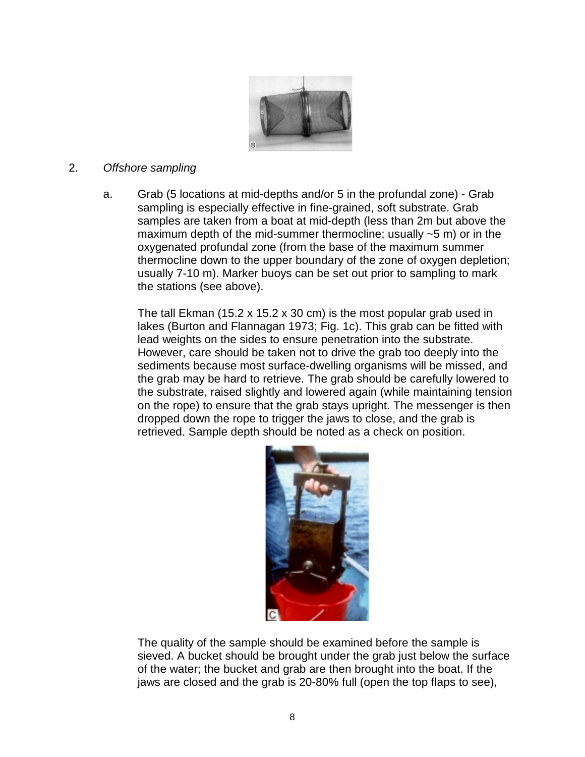2. *Offshore sampling*

   a. Grab (5 locations at mid-depths and/or 5 in the profundal zone) - Grab sampling is especially effective in fine-grained, soft substrate. Grab samples are taken from a boat at mid-depth (less than 2m but above the maximum depth of the mid-summer thermocline; usually ~5 m) or in the oxygenated profundal zone (from the base of the maximum summer thermocline down to the upper boundary of the zone of oxygen depletion; usually 7-10 m). Marker buoys can be set out prior to sampling to mark the stations (see above).

   The tall Ekman (15.2 x 15.2 x 30 cm) is the most popular grab used in lakes (Burton and Flannagan 1973; Fig. 1c). This grab can be fitted with lead weights on the sides to ensure penetration into the substrate. However, care should be taken not to drive the grab too deeply into the sediments because most surface-dwelling organisms will be missed, and the grab may be hard to retrieve. The grab should be carefully lowered to the substrate, raised slightly and lowered again (while maintaining tension on the rope) to ensure that the grab stays upright. The messenger is then dropped down the rope to trigger the jaws to close, and the grab is retrieved. Sample depth should be noted as a check on position.

   The quality of the sample should be examined before the sample is sieved. A bucket should be brought under the grab just below the surface of the water; the bucket and grab are then brought into the boat. If the jaws are closed and the grab is 20-80% full (open the top flaps to see),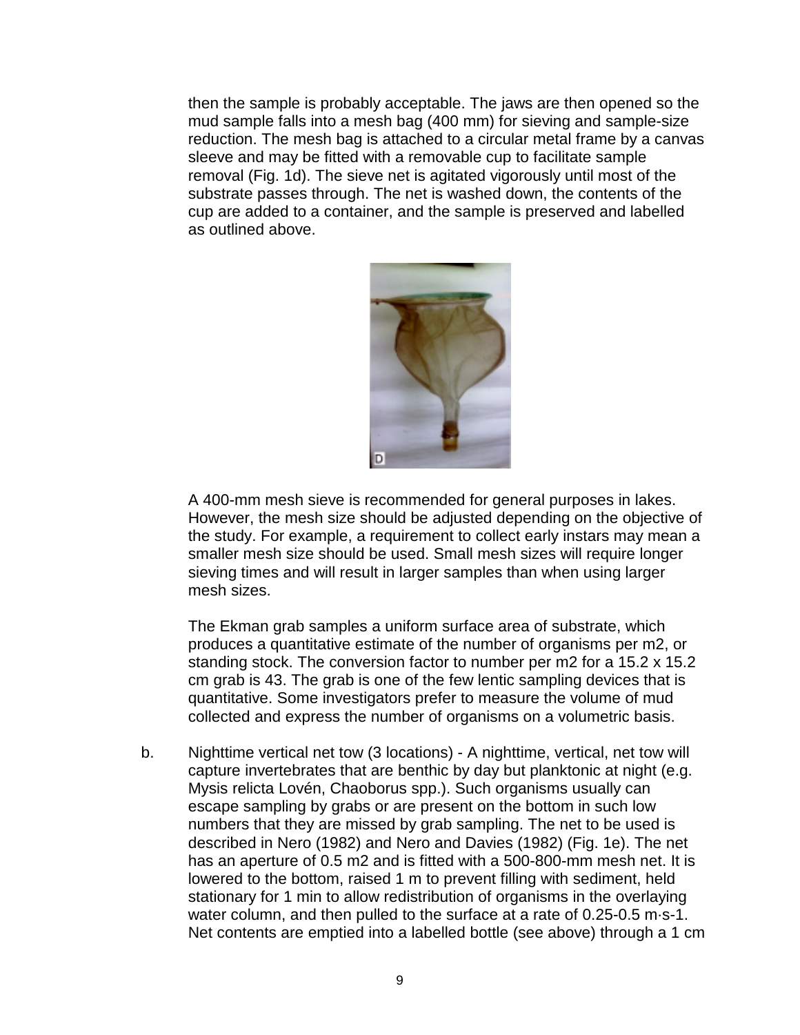then the sample is probably acceptable. The jaws are then opened so the mud sample falls into a mesh bag (400 mm) for sieving and sample-size reduction. The mesh bag is attached to a circular metal frame by a canvas sleeve and may be fitted with a removable cup to facilitate sample removal (Fig. 1d). The sieve net is agitated vigorously until most of the substrate passes through. The net is washed down, the contents of the cup are added to a container, and the sample is preserved and labelled as outlined above.

A 400-mm mesh sieve is recommended for general purposes in lakes. However, the mesh size should be adjusted depending on the objective of the study. For example, a requirement to collect early instars may mean a smaller mesh size should be used. Small mesh sizes will require longer sieving times and will result in larger samples than when using larger mesh sizes.

The Ekman grab samples a uniform surface area of substrate, which produces a quantitative estimate of the number of organisms per m2, or standing stock. The conversion factor to number per m2 for a 15.2 x 15.2 cm grab is 43. The grab is one of the few lentic sampling devices that is quantitative. Some investigators prefer to measure the volume of mud collected and express the number of organisms on a volumetric basis.

b. Nighttime vertical net tow (3 locations) - A nighttime, vertical, net tow will capture invertebrates that are benthic by day but planktonic at night (e.g. *Mysis relicta* Lovén, *Chaoborus* spp.). Such organisms usually can escape sampling by grabs or are present on the bottom in such low numbers that they are missed by grab sampling. The net to be used is described in Nero (1982) and Nero and Davies (1982) (Fig. 1e). The net has an aperture of 0.5 m2 and is fitted with a 500-800-mm mesh net. It is lowered to the bottom, raised 1 m to prevent filling with sediment, held stationary for 1 min to allow redistribution of organisms in the overlaying water column, and then pulled to the surface at a rate of 0.25-0.5 m·s-1. Net contents are emptied into a labelled bottle (see above) through a 1 cm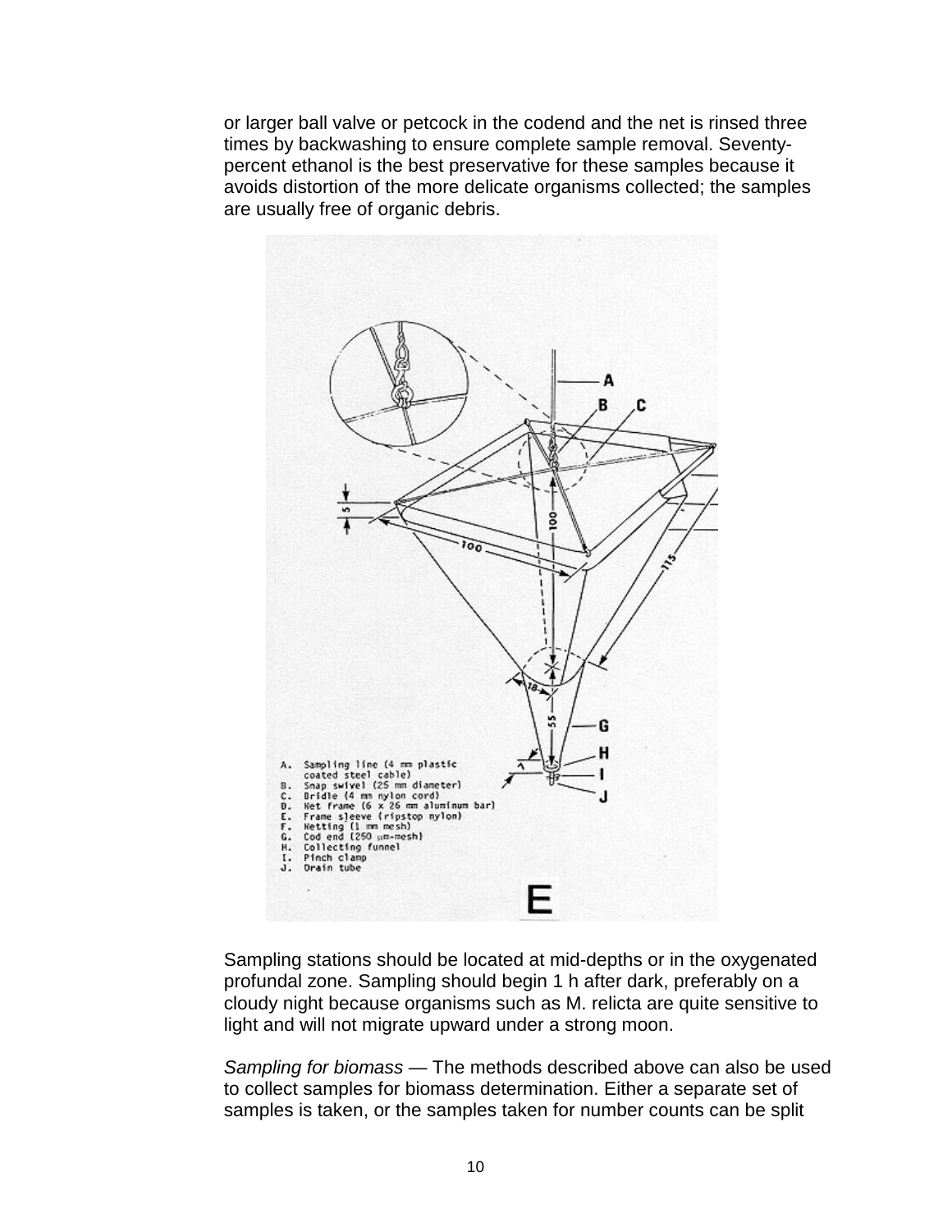or larger ball valve or petcock in the codend and the net is rinsed three times by backwashing to ensure complete sample removal. Seventy-percent ethanol is the best preservative for these samples because it avoids distortion of the more delicate organisms collected; the samples are usually free of organic debris.

A. Sampling line (4 mm plastic coated steel cable)
B. Snap swivel (25 mm diameter)
C. Bridle (4 mm nylon cord)
D. Net frame (6 x 26 mm aluminum bar)
E. Frame sleeve (ripstop nylon)
F. Netting (1 mm mesh)
G. Cod end (250 μm-mesh)
H. Collecting funnel
I. Pinch clamp
J. Drain tube

E

Sampling stations should be located at mid-depths or in the oxygenated profundal zone. Sampling should begin 1 h after dark, preferably on a cloudy night because organisms such as M. relicta are quite sensitive to light and will not migrate upward under a strong moon.

*Sampling for biomass* — The methods described above can also be used to collect samples for biomass determination. Either a separate set of samples is taken, or the samples taken for number counts can be split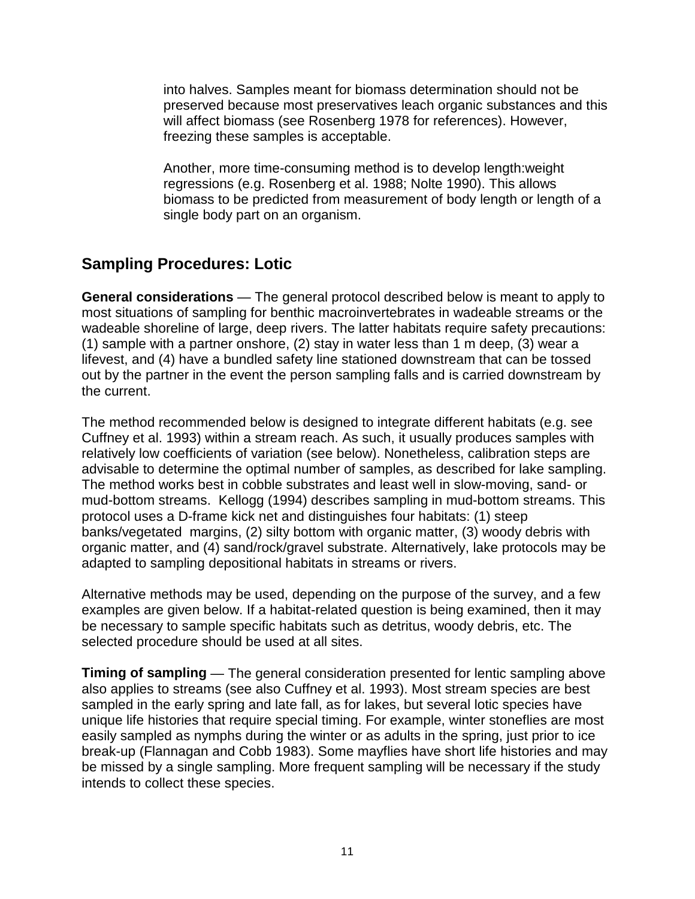into halves. Samples meant for biomass determination should not be preserved because most preservatives leach organic substances and this will affect biomass (see Rosenberg 1978 for references). However, freezing these samples is acceptable.

Another, more time-consuming method is to develop length:weight regressions (e.g. Rosenberg et al. 1988; Nolte 1990). This allows biomass to be predicted from measurement of body length or length of a single body part on an organism.

## Sampling Procedures: Lotic

**General considerations** — The general protocol described below is meant to apply to most situations of sampling for benthic macroinvertebrates in wadeable streams or the wadeable shoreline of large, deep rivers. The latter habitats require safety precautions: (1) sample with a partner onshore, (2) stay in water less than 1 m deep, (3) wear a lifevest, and (4) have a bundled safety line stationed downstream that can be tossed out by the partner in the event the person sampling falls and is carried downstream by the current.

The method recommended below is designed to integrate different habitats (e.g. see Cuffney et al. 1993) within a stream reach. As such, it usually produces samples with relatively low coefficients of variation (see below). Nonetheless, calibration steps are advisable to determine the optimal number of samples, as described for lake sampling. The method works best in cobble substrates and least well in slow-moving, sand- or mud-bottom streams. Kellogg (1994) describes sampling in mud-bottom streams. This protocol uses a D-frame kick net and distinguishes four habitats: (1) steep banks/vegetated margins, (2) silty bottom with organic matter, (3) woody debris with organic matter, and (4) sand/rock/gravel substrate. Alternatively, lake protocols may be adapted to sampling depositional habitats in streams or rivers.

Alternative methods may be used, depending on the purpose of the survey, and a few examples are given below. If a habitat-related question is being examined, then it may be necessary to sample specific habitats such as detritus, woody debris, etc. The selected procedure should be used at all sites.

**Timing of sampling** — The general consideration presented for lentic sampling above also applies to streams (see also Cuffney et al. 1993). Most stream species are best sampled in the early spring and late fall, as for lakes, but several lotic species have unique life histories that require special timing. For example, winter stoneflies are most easily sampled as nymphs during the winter or as adults in the spring, just prior to ice break-up (Flannagan and Cobb 1983). Some mayflies have short life histories and may be missed by a single sampling. More frequent sampling will be necessary if the study intends to collect these species.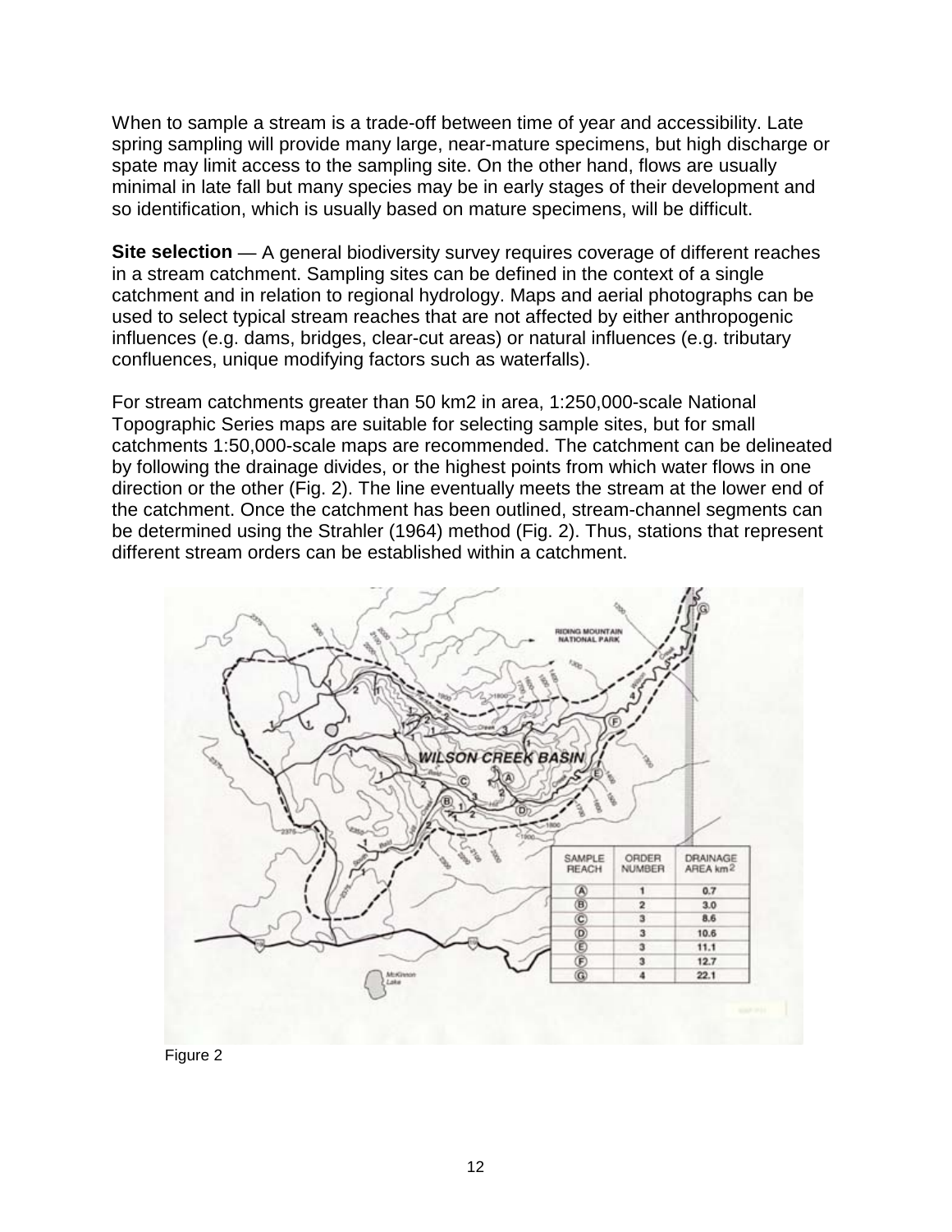When to sample a stream is a trade-off between time of year and accessibility. Late spring sampling will provide many large, near-mature specimens, but high discharge or spate may limit access to the sampling site. On the other hand, flows are usually minimal in late fall but many species may be in early stages of their development and so identification, which is usually based on mature specimens, will be difficult.

**Site selection** — A general biodiversity survey requires coverage of different reaches in a stream catchment. Sampling sites can be defined in the context of a single catchment and in relation to regional hydrology. Maps and aerial photographs can be used to select typical stream reaches that are not affected by either anthropogenic influences (e.g. dams, bridges, clear-cut areas) or natural influences (e.g. tributary confluences, unique modifying factors such as waterfalls).

For stream catchments greater than 50 km2 in area, 1:250,000-scale National Topographic Series maps are suitable for selecting sample sites, but for small catchments 1:50,000-scale maps are recommended. The catchment can be delineated by following the drainage divides, or the highest points from which water flows in one direction or the other (Fig. 2). The line eventually meets the stream at the lower end of the catchment. Once the catchment has been outlined, stream-channel segments can be determined using the Strahler (1964) method (Fig. 2). Thus, stations that represent different stream orders can be established within a catchment.

| SAMPLE REACH | ORDER NUMBER | DRAINAGE AREA km² |
|---|---|---|
| A | 1 | 0.7 |
| B | 2 | 3.0 |
| C | 3 | 8.6 |
| D | 3 | 10.6 |
| E | 3 | 11.1 |
| F | 3 | 12.7 |
| G | 4 | 22.1 |

Figure 2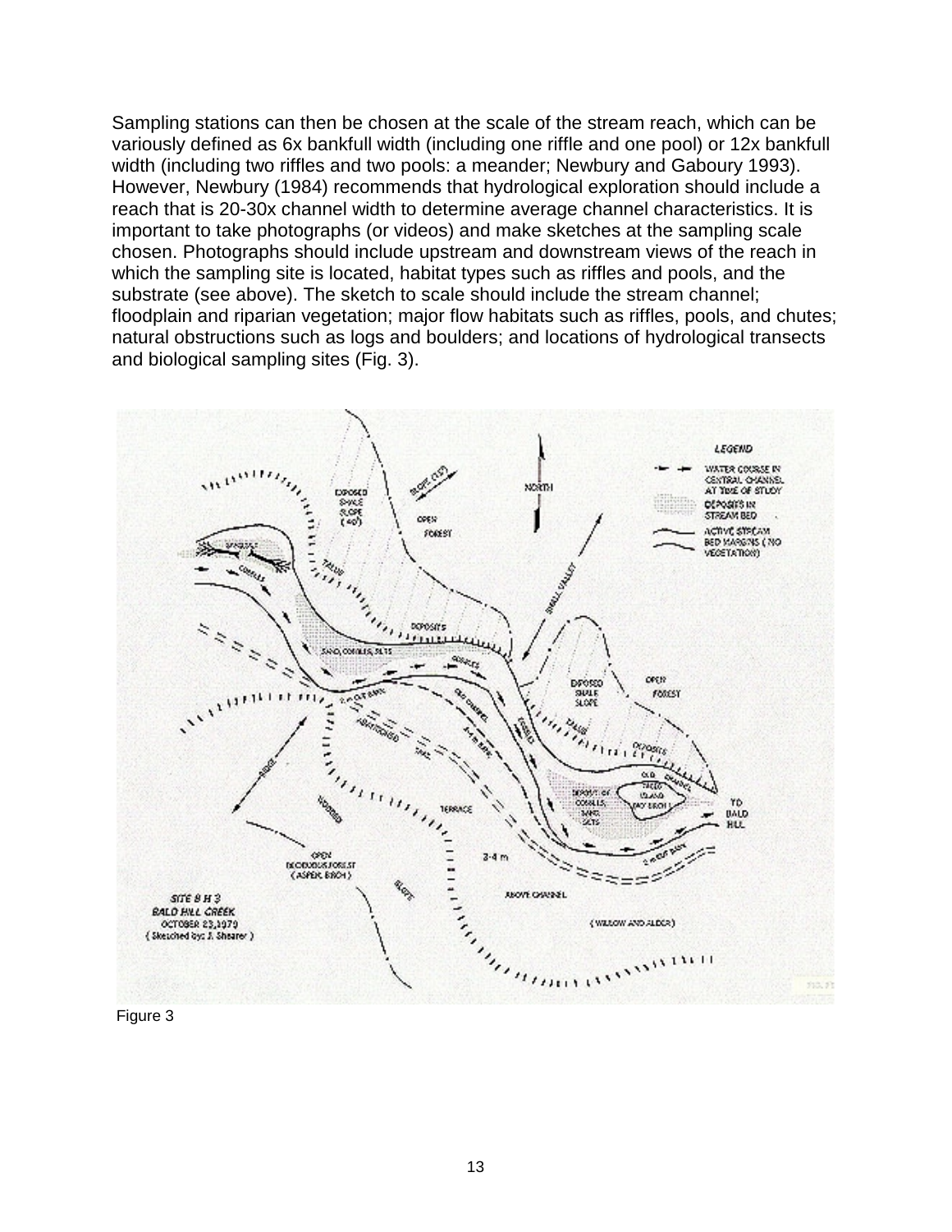Sampling stations can then be chosen at the scale of the stream reach, which can be variously defined as 6x bankfull width (including one riffle and one pool) or 12x bankfull width (including two riffles and two pools: a meander; Newbury and Gaboury 1993). However, Newbury (1984) recommends that hydrological exploration should include a reach that is 20-30x channel width to determine average channel characteristics. It is important to take photographs (or videos) and make sketches at the sampling scale chosen. Photographs should include upstream and downstream views of the reach in which the sampling site is located, habitat types such as riffles and pools, and the substrate (see above). The sketch to scale should include the stream channel; floodplain and riparian vegetation; major flow habitats such as riffles, pools, and chutes; natural obstructions such as logs and boulders; and locations of hydrological transects and biological sampling sites (Fig. 3).

Figure 3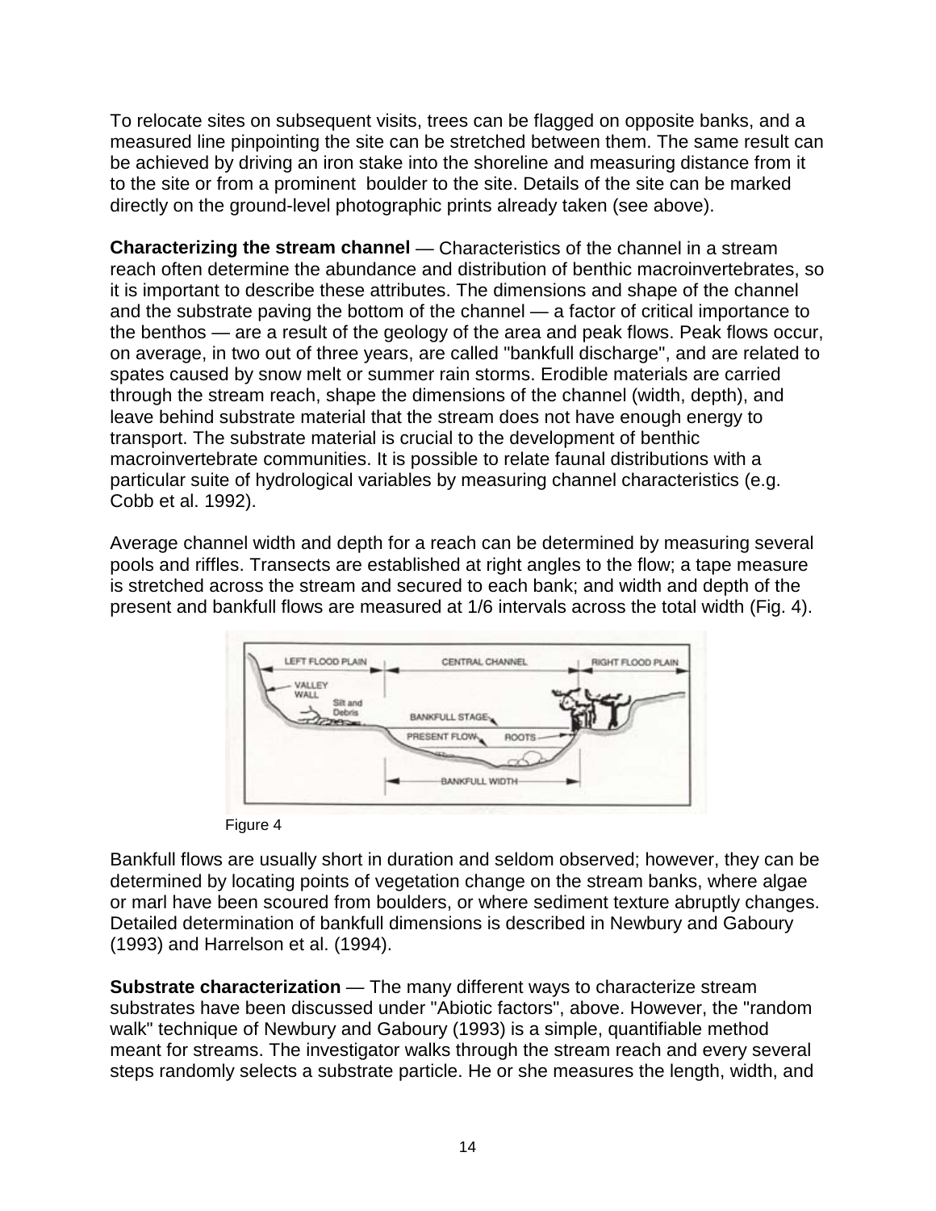To relocate sites on subsequent visits, trees can be flagged on opposite banks, and a measured line pinpointing the site can be stretched between them. The same result can be achieved by driving an iron stake into the shoreline and measuring distance from it to the site or from a prominent boulder to the site. Details of the site can be marked directly on the ground-level photographic prints already taken (see above).

**Characterizing the stream channel** — Characteristics of the channel in a stream reach often determine the abundance and distribution of benthic macroinvertebrates, so it is important to describe these attributes. The dimensions and shape of the channel and the substrate paving the bottom of the channel — a factor of critical importance to the benthos — are a result of the geology of the area and peak flows. Peak flows occur, on average, in two out of three years, are called "bankfull discharge", and are related to spates caused by snow melt or summer rain storms. Erodible materials are carried through the stream reach, shape the dimensions of the channel (width, depth), and leave behind substrate material that the stream does not have enough energy to transport. The substrate material is crucial to the development of benthic macroinvertebrate communities. It is possible to relate faunal distributions with a particular suite of hydrological variables by measuring channel characteristics (e.g. Cobb et al. 1992).

Average channel width and depth for a reach can be determined by measuring several pools and riffles. Transects are established at right angles to the flow; a tape measure is stretched across the stream and secured to each bank; and width and depth of the present and bankfull flows are measured at 1/6 intervals across the total width (Fig. 4).

Figure 4

Bankfull flows are usually short in duration and seldom observed; however, they can be determined by locating points of vegetation change on the stream banks, where algae or marl have been scoured from boulders, or where sediment texture abruptly changes. Detailed determination of bankfull dimensions is described in Newbury and Gaboury (1993) and Harrelson et al. (1994).

**Substrate characterization** — The many different ways to characterize stream substrates have been discussed under "Abiotic factors", above. However, the "random walk" technique of Newbury and Gaboury (1993) is a simple, quantifiable method meant for streams. The investigator walks through the stream reach and every several steps randomly selects a substrate particle. He or she measures the length, width, and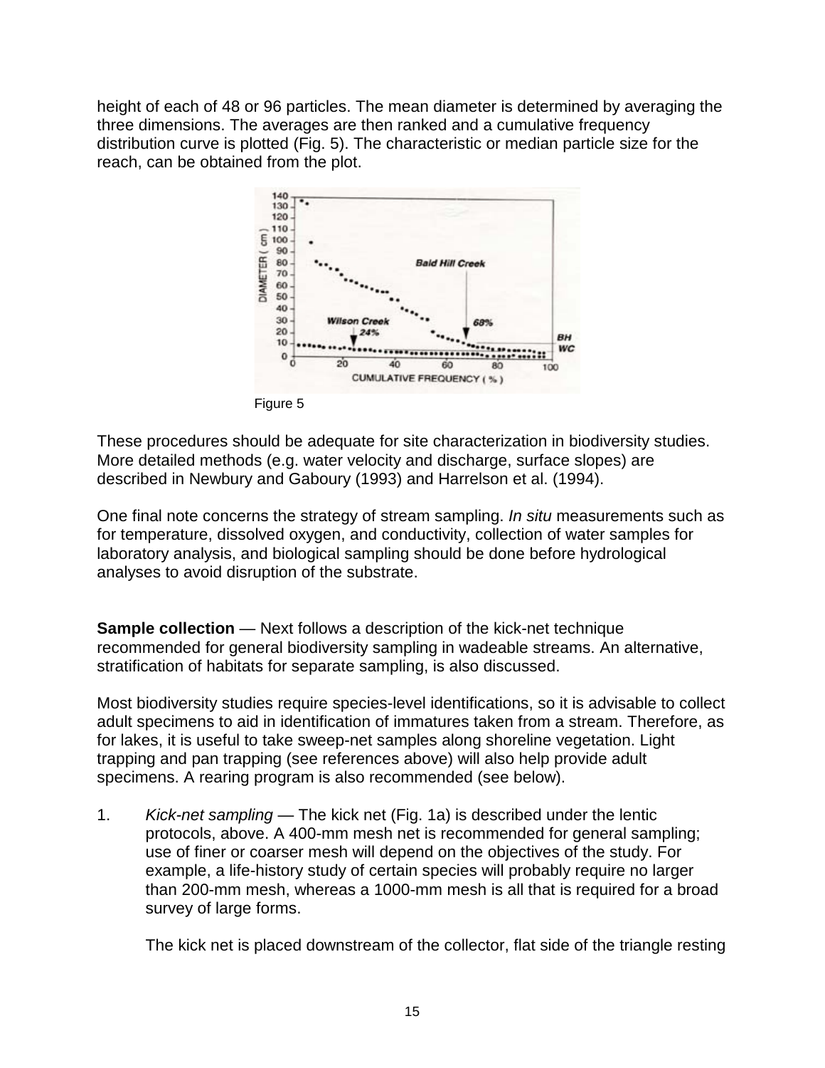height of each of 48 or 96 particles. The mean diameter is determined by averaging the three dimensions. The averages are then ranked and a cumulative frequency distribution curve is plotted (Fig. 5). The characteristic or median particle size for the reach, can be obtained from the plot.

Figure 5

These procedures should be adequate for site characterization in biodiversity studies. More detailed methods (e.g. water velocity and discharge, surface slopes) are described in Newbury and Gaboury (1993) and Harrelson et al. (1994).

One final note concerns the strategy of stream sampling. *In situ* measurements such as for temperature, dissolved oxygen, and conductivity, collection of water samples for laboratory analysis, and biological sampling should be done before hydrological analyses to avoid disruption of the substrate.

**Sample collection** — Next follows a description of the kick-net technique recommended for general biodiversity sampling in wadeable streams. An alternative, stratification of habitats for separate sampling, is also discussed.

Most biodiversity studies require species-level identifications, so it is advisable to collect adult specimens to aid in identification of immatures taken from a stream. Therefore, as for lakes, it is useful to take sweep-net samples along shoreline vegetation. Light trapping and pan trapping (see references above) will also help provide adult specimens. A rearing program is also recommended (see below).

1. *Kick-net sampling* — The kick net (Fig. 1a) is described under the lentic protocols, above. A 400-mm mesh net is recommended for general sampling; use of finer or coarser mesh will depend on the objectives of the study. For example, a life-history study of certain species will probably require no larger than 200-mm mesh, whereas a 1000-mm mesh is all that is required for a broad survey of large forms.

   The kick net is placed downstream of the collector, flat side of the triangle resting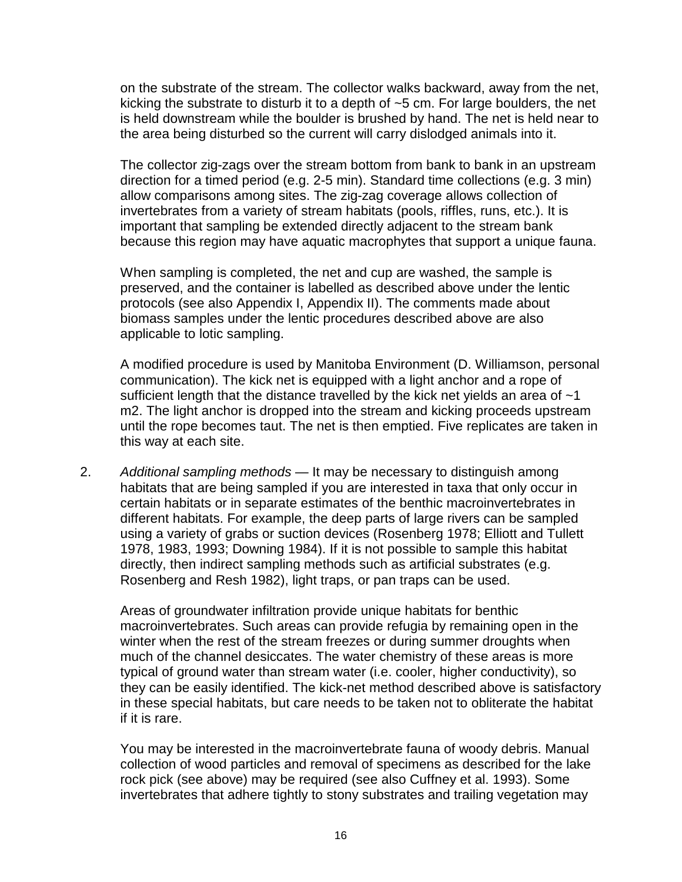on the substrate of the stream. The collector walks backward, away from the net, kicking the substrate to disturb it to a depth of ~5 cm. For large boulders, the net is held downstream while the boulder is brushed by hand. The net is held near to the area being disturbed so the current will carry dislodged animals into it.

The collector zig-zags over the stream bottom from bank to bank in an upstream direction for a timed period (e.g. 2-5 min). Standard time collections (e.g. 3 min) allow comparisons among sites. The zig-zag coverage allows collection of invertebrates from a variety of stream habitats (pools, riffles, runs, etc.). It is important that sampling be extended directly adjacent to the stream bank because this region may have aquatic macrophytes that support a unique fauna.

When sampling is completed, the net and cup are washed, the sample is preserved, and the container is labelled as described above under the lentic protocols (see also Appendix I, Appendix II). The comments made about biomass samples under the lentic procedures described above are also applicable to lotic sampling.

A modified procedure is used by Manitoba Environment (D. Williamson, personal communication). The kick net is equipped with a light anchor and a rope of sufficient length that the distance travelled by the kick net yields an area of ~1 m2. The light anchor is dropped into the stream and kicking proceeds upstream until the rope becomes taut. The net is then emptied. Five replicates are taken in this way at each site.

2. *Additional sampling methods* — It may be necessary to distinguish among habitats that are being sampled if you are interested in taxa that only occur in certain habitats or in separate estimates of the benthic macroinvertebrates in different habitats. For example, the deep parts of large rivers can be sampled using a variety of grabs or suction devices (Rosenberg 1978; Elliott and Tullett 1978, 1983, 1993; Downing 1984). If it is not possible to sample this habitat directly, then indirect sampling methods such as artificial substrates (e.g. Rosenberg and Resh 1982), light traps, or pan traps can be used.

   Areas of groundwater infiltration provide unique habitats for benthic macroinvertebrates. Such areas can provide refugia by remaining open in the winter when the rest of the stream freezes or during summer droughts when much of the channel desiccates. The water chemistry of these areas is more typical of ground water than stream water (i.e. cooler, higher conductivity), so they can be easily identified. The kick-net method described above is satisfactory in these special habitats, but care needs to be taken not to obliterate the habitat if it is rare.

   You may be interested in the macroinvertebrate fauna of woody debris. Manual collection of wood particles and removal of specimens as described for the lake rock pick (see above) may be required (see also Cuffney et al. 1993). Some invertebrates that adhere tightly to stony substrates and trailing vegetation may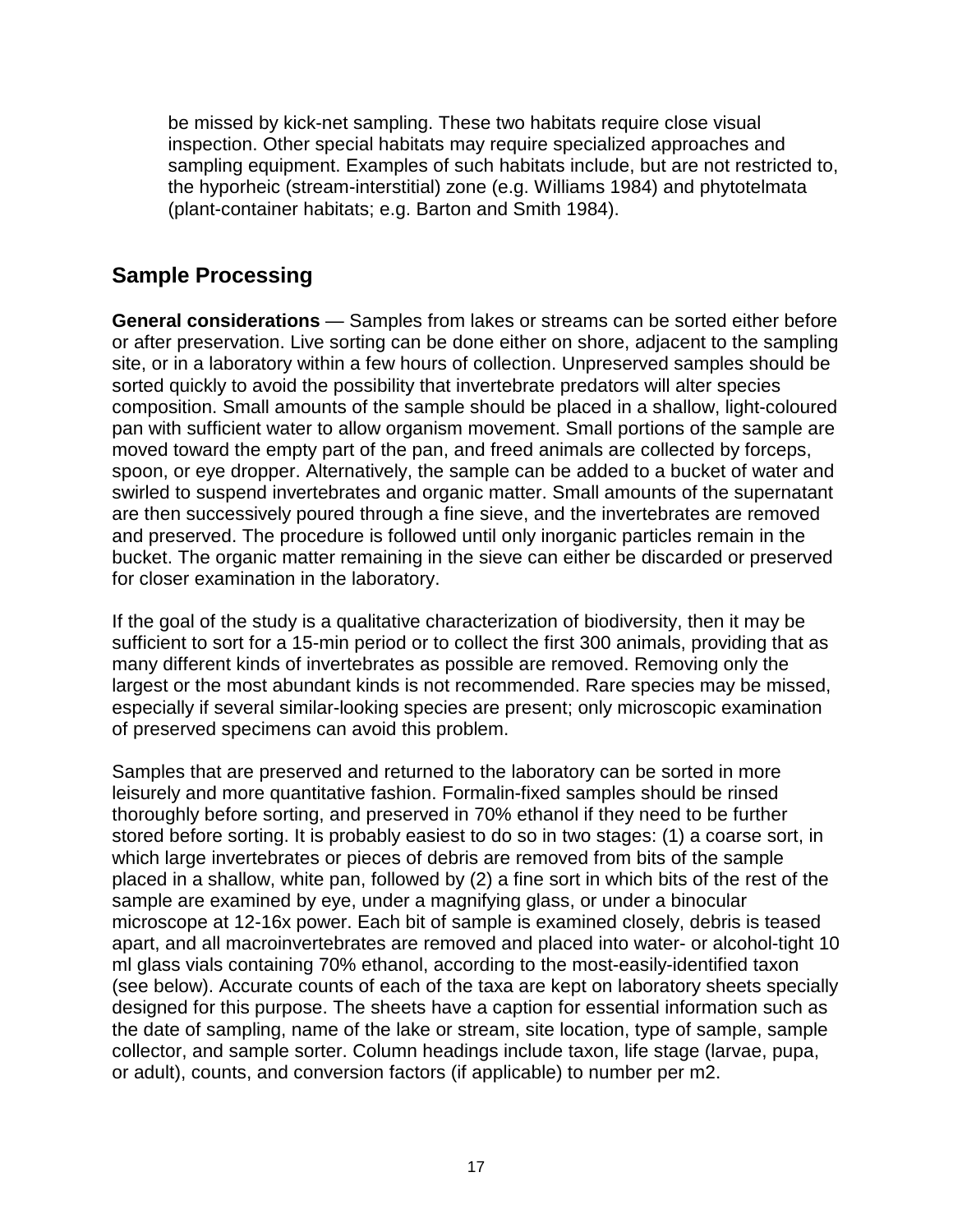be missed by kick-net sampling. These two habitats require close visual inspection. Other special habitats may require specialized approaches and sampling equipment. Examples of such habitats include, but are not restricted to, the hyporheic (stream-interstitial) zone (e.g. Williams 1984) and phytotelmata (plant-container habitats; e.g. Barton and Smith 1984).

## Sample Processing

**General considerations** — Samples from lakes or streams can be sorted either before or after preservation. Live sorting can be done either on shore, adjacent to the sampling site, or in a laboratory within a few hours of collection. Unpreserved samples should be sorted quickly to avoid the possibility that invertebrate predators will alter species composition. Small amounts of the sample should be placed in a shallow, light-coloured pan with sufficient water to allow organism movement. Small portions of the sample are moved toward the empty part of the pan, and freed animals are collected by forceps, spoon, or eye dropper. Alternatively, the sample can be added to a bucket of water and swirled to suspend invertebrates and organic matter. Small amounts of the supernatant are then successively poured through a fine sieve, and the invertebrates are removed and preserved. The procedure is followed until only inorganic particles remain in the bucket. The organic matter remaining in the sieve can either be discarded or preserved for closer examination in the laboratory.

If the goal of the study is a qualitative characterization of biodiversity, then it may be sufficient to sort for a 15-min period or to collect the first 300 animals, providing that as many different kinds of invertebrates as possible are removed. Removing only the largest or the most abundant kinds is not recommended. Rare species may be missed, especially if several similar-looking species are present; only microscopic examination of preserved specimens can avoid this problem.

Samples that are preserved and returned to the laboratory can be sorted in more leisurely and more quantitative fashion. Formalin-fixed samples should be rinsed thoroughly before sorting, and preserved in 70% ethanol if they need to be further stored before sorting. It is probably easiest to do so in two stages: (1) a coarse sort, in which large invertebrates or pieces of debris are removed from bits of the sample placed in a shallow, white pan, followed by (2) a fine sort in which bits of the rest of the sample are examined by eye, under a magnifying glass, or under a binocular microscope at 12-16x power. Each bit of sample is examined closely, debris is teased apart, and all macroinvertebrates are removed and placed into water- or alcohol-tight 10 ml glass vials containing 70% ethanol, according to the most-easily-identified taxon (see below). Accurate counts of each of the taxa are kept on laboratory sheets specially designed for this purpose. The sheets have a caption for essential information such as the date of sampling, name of the lake or stream, site location, type of sample, sample collector, and sample sorter. Column headings include taxon, life stage (larvae, pupa, or adult), counts, and conversion factors (if applicable) to number per m2.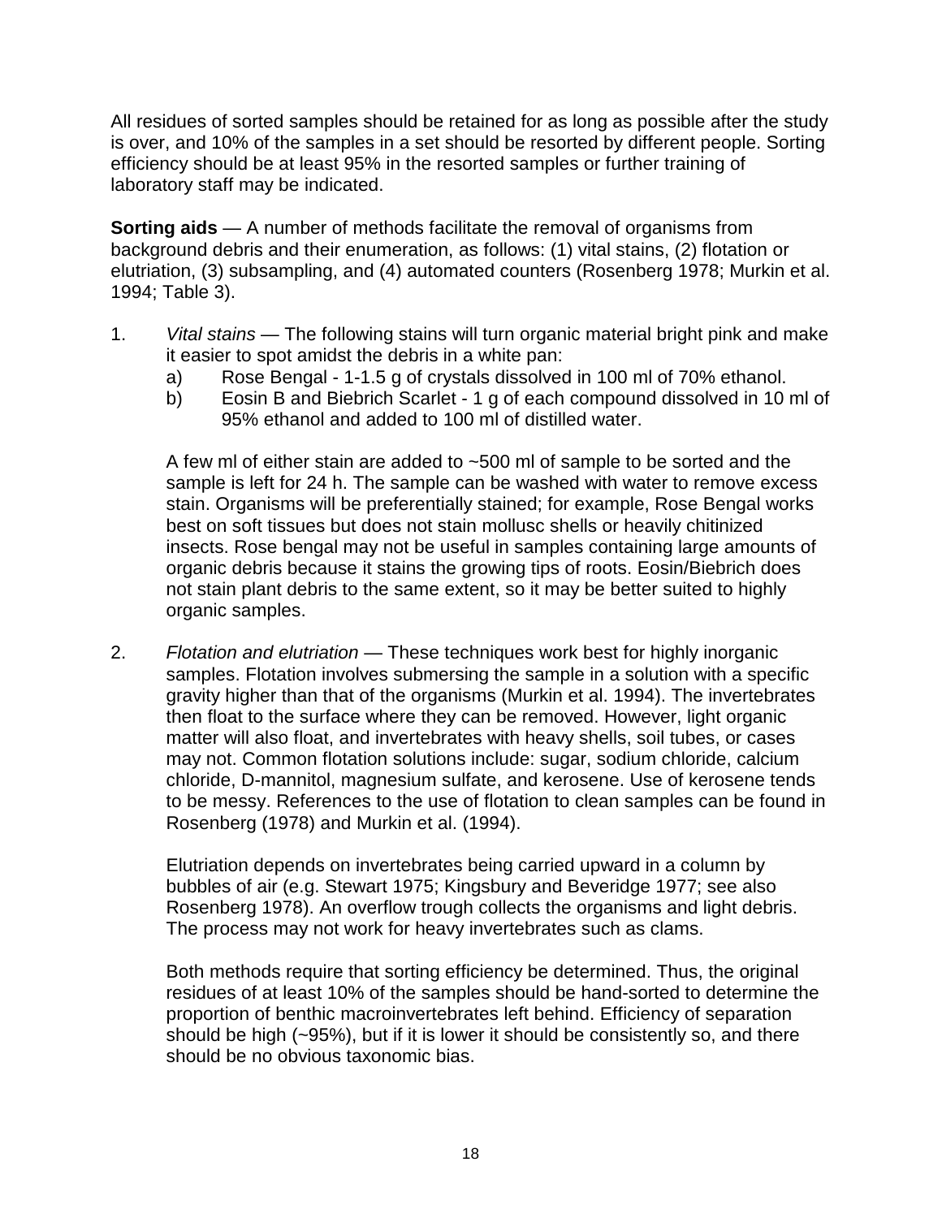All residues of sorted samples should be retained for as long as possible after the study is over, and 10% of the samples in a set should be resorted by different people. Sorting efficiency should be at least 95% in the resorted samples or further training of laboratory staff may be indicated.

**Sorting aids** — A number of methods facilitate the removal of organisms from background debris and their enumeration, as follows: (1) vital stains, (2) flotation or elutriation, (3) subsampling, and (4) automated counters (Rosenberg 1978; Murkin et al. 1994; Table 3).

1. *Vital stains* — The following stains will turn organic material bright pink and make it easier to spot amidst the debris in a white pan:
   a) Rose Bengal - 1-1.5 g of crystals dissolved in 100 ml of 70% ethanol.
   b) Eosin B and Biebrich Scarlet - 1 g of each compound dissolved in 10 ml of 95% ethanol and added to 100 ml of distilled water.

   A few ml of either stain are added to ~500 ml of sample to be sorted and the sample is left for 24 h. The sample can be washed with water to remove excess stain. Organisms will be preferentially stained; for example, Rose Bengal works best on soft tissues but does not stain mollusc shells or heavily chitinized insects. Rose bengal may not be useful in samples containing large amounts of organic debris because it stains the growing tips of roots. Eosin/Biebrich does not stain plant debris to the same extent, so it may be better suited to highly organic samples.

2. *Flotation and elutriation* — These techniques work best for highly inorganic samples. Flotation involves submersing the sample in a solution with a specific gravity higher than that of the organisms (Murkin et al. 1994). The invertebrates then float to the surface where they can be removed. However, light organic matter will also float, and invertebrates with heavy shells, soil tubes, or cases may not. Common flotation solutions include: sugar, sodium chloride, calcium chloride, D-mannitol, magnesium sulfate, and kerosene. Use of kerosene tends to be messy. References to the use of flotation to clean samples can be found in Rosenberg (1978) and Murkin et al. (1994).

   Elutriation depends on invertebrates being carried upward in a column by bubbles of air (e.g. Stewart 1975; Kingsbury and Beveridge 1977; see also Rosenberg 1978). An overflow trough collects the organisms and light debris. The process may not work for heavy invertebrates such as clams.

   Both methods require that sorting efficiency be determined. Thus, the original residues of at least 10% of the samples should be hand-sorted to determine the proportion of benthic macroinvertebrates left behind. Efficiency of separation should be high (~95%), but if it is lower it should be consistently so, and there should be no obvious taxonomic bias.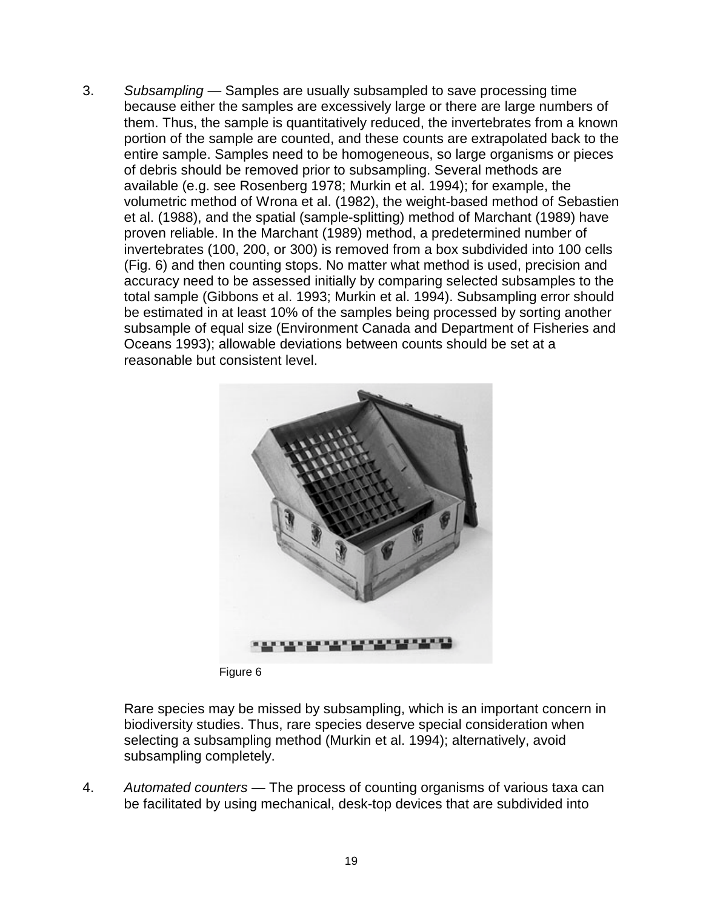3. *Subsampling* — Samples are usually subsampled to save processing time because either the samples are excessively large or there are large numbers of them. Thus, the sample is quantitatively reduced, the invertebrates from a known portion of the sample are counted, and these counts are extrapolated back to the entire sample. Samples need to be homogeneous, so large organisms or pieces of debris should be removed prior to subsampling. Several methods are available (e.g. see Rosenberg 1978; Murkin et al. 1994); for example, the volumetric method of Wrona et al. (1982), the weight-based method of Sebastien et al. (1988), and the spatial (sample-splitting) method of Marchant (1989) have proven reliable. In the Marchant (1989) method, a predetermined number of invertebrates (100, 200, or 300) is removed from a box subdivided into 100 cells (Fig. 6) and then counting stops. No matter what method is used, precision and accuracy need to be assessed initially by comparing selected subsamples to the total sample (Gibbons et al. 1993; Murkin et al. 1994). Subsampling error should be estimated in at least 10% of the samples being processed by sorting another subsample of equal size (Environment Canada and Department of Fisheries and Oceans 1993); allowable deviations between counts should be set at a reasonable but consistent level.

Figure 6

Rare species may be missed by subsampling, which is an important concern in biodiversity studies. Thus, rare species deserve special consideration when selecting a subsampling method (Murkin et al. 1994); alternatively, avoid subsampling completely.

4. *Automated counters* — The process of counting organisms of various taxa can be facilitated by using mechanical, desk-top devices that are subdivided into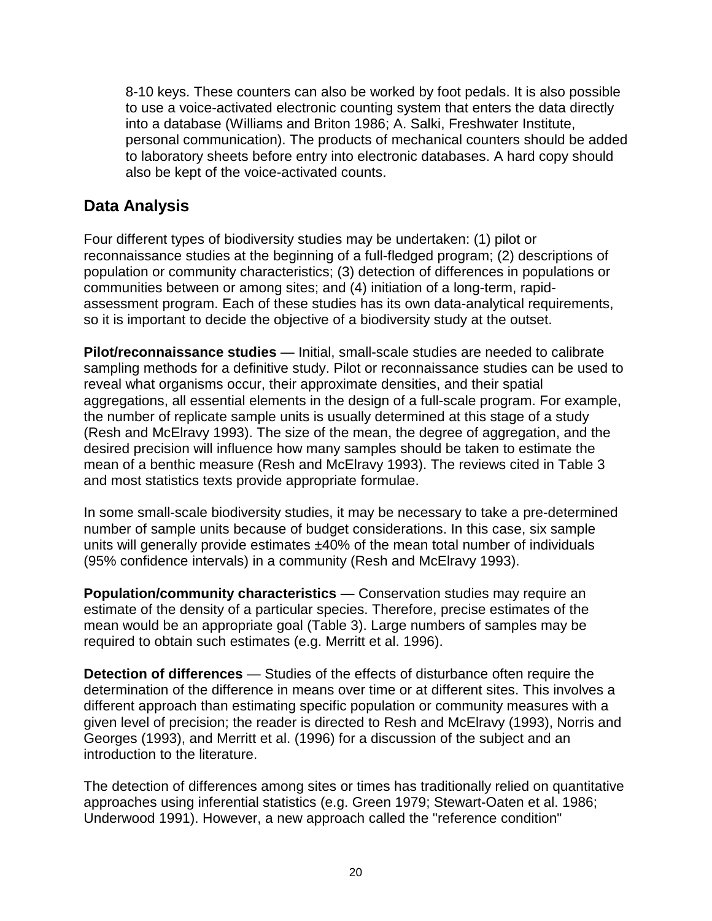8-10 keys. These counters can also be worked by foot pedals. It is also possible to use a voice-activated electronic counting system that enters the data directly into a database (Williams and Briton 1986; A. Salki, Freshwater Institute, personal communication). The products of mechanical counters should be added to laboratory sheets before entry into electronic databases. A hard copy should also be kept of the voice-activated counts.

## Data Analysis

Four different types of biodiversity studies may be undertaken: (1) pilot or reconnaissance studies at the beginning of a full-fledged program; (2) descriptions of population or community characteristics; (3) detection of differences in populations or communities between or among sites; and (4) initiation of a long-term, rapid-assessment program. Each of these studies has its own data-analytical requirements, so it is important to decide the objective of a biodiversity study at the outset.

**Pilot/reconnaissance studies** — Initial, small-scale studies are needed to calibrate sampling methods for a definitive study. Pilot or reconnaissance studies can be used to reveal what organisms occur, their approximate densities, and their spatial aggregations, all essential elements in the design of a full-scale program. For example, the number of replicate sample units is usually determined at this stage of a study (Resh and McElravy 1993). The size of the mean, the degree of aggregation, and the desired precision will influence how many samples should be taken to estimate the mean of a benthic measure (Resh and McElravy 1993). The reviews cited in Table 3 and most statistics texts provide appropriate formulae.

In some small-scale biodiversity studies, it may be necessary to take a pre-determined number of sample units because of budget considerations. In this case, six sample units will generally provide estimates ±40% of the mean total number of individuals (95% confidence intervals) in a community (Resh and McElravy 1993).

**Population/community characteristics** — Conservation studies may require an estimate of the density of a particular species. Therefore, precise estimates of the mean would be an appropriate goal (Table 3). Large numbers of samples may be required to obtain such estimates (e.g. Merritt et al. 1996).

**Detection of differences** — Studies of the effects of disturbance often require the determination of the difference in means over time or at different sites. This involves a different approach than estimating specific population or community measures with a given level of precision; the reader is directed to Resh and McElravy (1993), Norris and Georges (1993), and Merritt et al. (1996) for a discussion of the subject and an introduction to the literature.

The detection of differences among sites or times has traditionally relied on quantitative approaches using inferential statistics (e.g. Green 1979; Stewart-Oaten et al. 1986; Underwood 1991). However, a new approach called the "reference condition"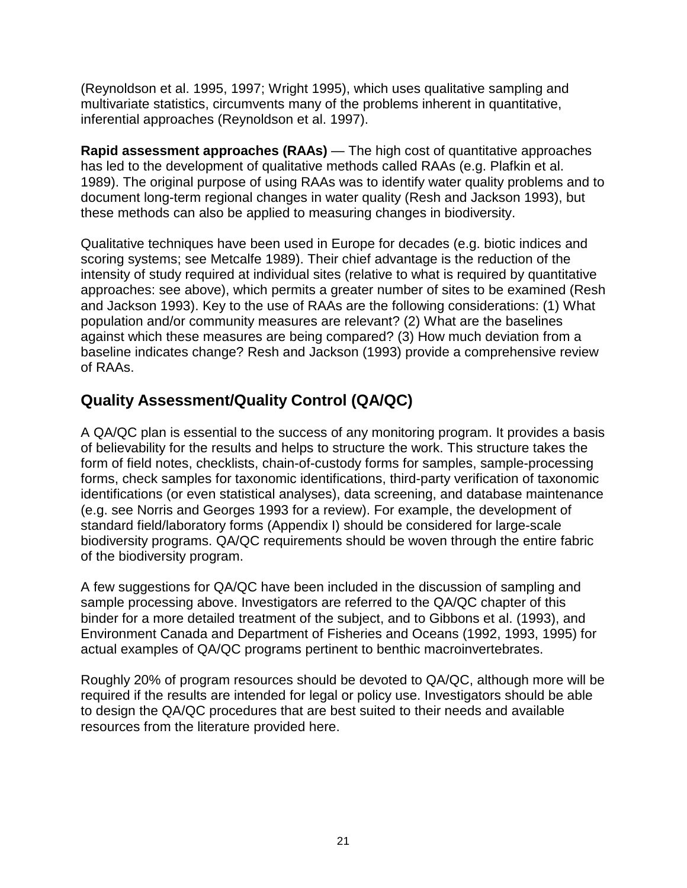(Reynoldson et al. 1995, 1997; Wright 1995), which uses qualitative sampling and multivariate statistics, circumvents many of the problems inherent in quantitative, inferential approaches (Reynoldson et al. 1997).

**Rapid assessment approaches (RAAs)** — The high cost of quantitative approaches has led to the development of qualitative methods called RAAs (e.g. Plafkin et al. 1989). The original purpose of using RAAs was to identify water quality problems and to document long-term regional changes in water quality (Resh and Jackson 1993), but these methods can also be applied to measuring changes in biodiversity.

Qualitative techniques have been used in Europe for decades (e.g. biotic indices and scoring systems; see Metcalfe 1989). Their chief advantage is the reduction of the intensity of study required at individual sites (relative to what is required by quantitative approaches: see above), which permits a greater number of sites to be examined (Resh and Jackson 1993). Key to the use of RAAs are the following considerations: (1) What population and/or community measures are relevant? (2) What are the baselines against which these measures are being compared? (3) How much deviation from a baseline indicates change? Resh and Jackson (1993) provide a comprehensive review of RAAs.

## Quality Assessment/Quality Control (QA/QC)

A QA/QC plan is essential to the success of any monitoring program. It provides a basis of believability for the results and helps to structure the work. This structure takes the form of field notes, checklists, chain-of-custody forms for samples, sample-processing forms, check samples for taxonomic identifications, third-party verification of taxonomic identifications (or even statistical analyses), data screening, and database maintenance (e.g. see Norris and Georges 1993 for a review). For example, the development of standard field/laboratory forms (Appendix I) should be considered for large-scale biodiversity programs. QA/QC requirements should be woven through the entire fabric of the biodiversity program.

A few suggestions for QA/QC have been included in the discussion of sampling and sample processing above. Investigators are referred to the QA/QC chapter of this binder for a more detailed treatment of the subject, and to Gibbons et al. (1993), and Environment Canada and Department of Fisheries and Oceans (1992, 1993, 1995) for actual examples of QA/QC programs pertinent to benthic macroinvertebrates.

Roughly 20% of program resources should be devoted to QA/QC, although more will be required if the results are intended for legal or policy use. Investigators should be able to design the QA/QC procedures that are best suited to their needs and available resources from the literature provided here.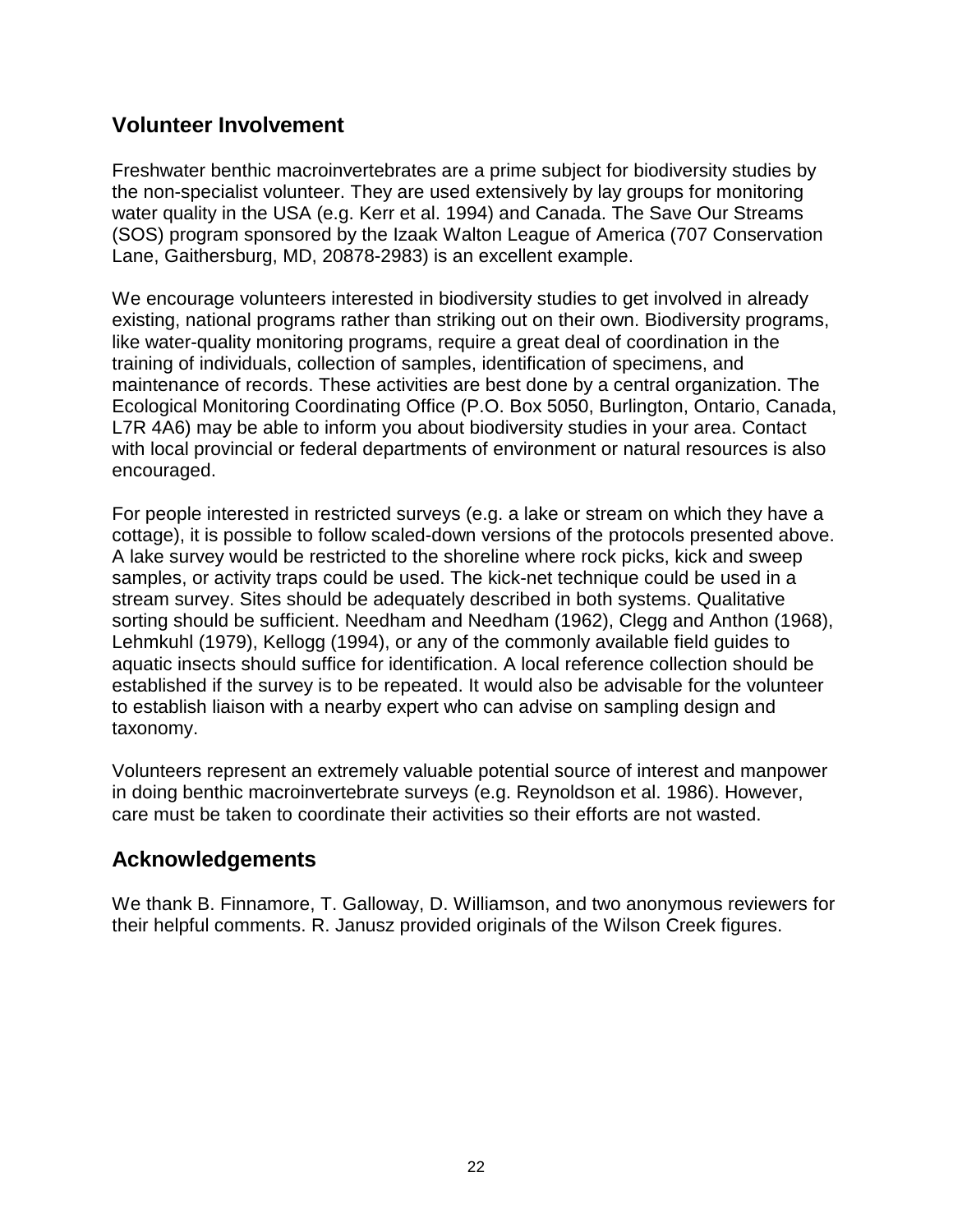## Volunteer Involvement

Freshwater benthic macroinvertebrates are a prime subject for biodiversity studies by the non-specialist volunteer. They are used extensively by lay groups for monitoring water quality in the USA (e.g. Kerr et al. 1994) and Canada. The Save Our Streams (SOS) program sponsored by the Izaak Walton League of America (707 Conservation Lane, Gaithersburg, MD, 20878-2983) is an excellent example.

We encourage volunteers interested in biodiversity studies to get involved in already existing, national programs rather than striking out on their own. Biodiversity programs, like water-quality monitoring programs, require a great deal of coordination in the training of individuals, collection of samples, identification of specimens, and maintenance of records. These activities are best done by a central organization. The Ecological Monitoring Coordinating Office (P.O. Box 5050, Burlington, Ontario, Canada, L7R 4A6) may be able to inform you about biodiversity studies in your area. Contact with local provincial or federal departments of environment or natural resources is also encouraged.

For people interested in restricted surveys (e.g. a lake or stream on which they have a cottage), it is possible to follow scaled-down versions of the protocols presented above. A lake survey would be restricted to the shoreline where rock picks, kick and sweep samples, or activity traps could be used. The kick-net technique could be used in a stream survey. Sites should be adequately described in both systems. Qualitative sorting should be sufficient. Needham and Needham (1962), Clegg and Anthon (1968), Lehmkuhl (1979), Kellogg (1994), or any of the commonly available field guides to aquatic insects should suffice for identification. A local reference collection should be established if the survey is to be repeated. It would also be advisable for the volunteer to establish liaison with a nearby expert who can advise on sampling design and taxonomy.

Volunteers represent an extremely valuable potential source of interest and manpower in doing benthic macroinvertebrate surveys (e.g. Reynoldson et al. 1986). However, care must be taken to coordinate their activities so their efforts are not wasted.

## Acknowledgements

We thank B. Finnamore, T. Galloway, D. Williamson, and two anonymous reviewers for their helpful comments. R. Janusz provided originals of the Wilson Creek figures.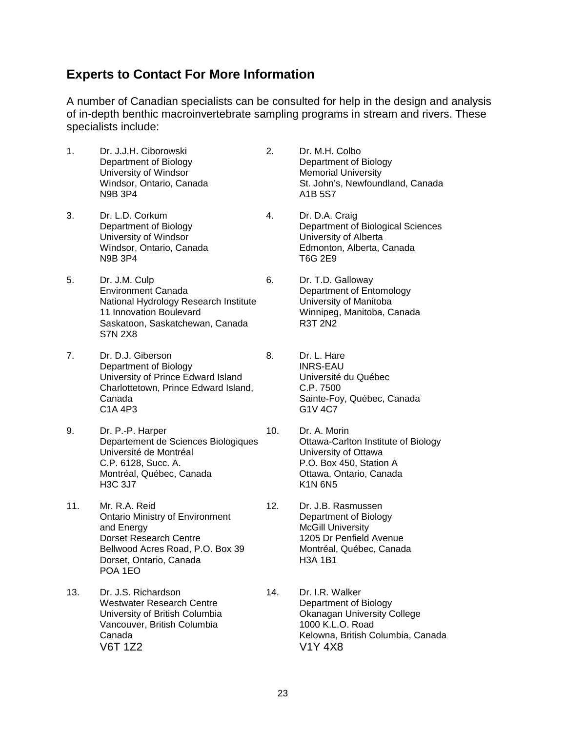## Experts to Contact For More Information

A number of Canadian specialists can be consulted for help in the design and analysis of in-depth benthic macroinvertebrate sampling programs in stream and rivers. These specialists include:

1. Dr. J.J.H. Ciborowski
   Department of Biology
   University of Windsor
   Windsor, Ontario, Canada
   N9B 3P4

2. Dr. M.H. Colbo
   Department of Biology
   Memorial University
   St. John's, Newfoundland, Canada
   A1B 5S7

3. Dr. L.D. Corkum
   Department of Biology
   University of Windsor
   Windsor, Ontario, Canada
   N9B 3P4

4. Dr. D.A. Craig
   Department of Biological Sciences
   University of Alberta
   Edmonton, Alberta, Canada
   T6G 2E9

5. Dr. J.M. Culp
   Environment Canada
   National Hydrology Research Institute
   11 Innovation Boulevard
   Saskatoon, Saskatchewan, Canada
   S7N 2X8

6. Dr. T.D. Galloway
   Department of Entomology
   University of Manitoba
   Winnipeg, Manitoba, Canada
   R3T 2N2

7. Dr. D.J. Giberson
   Department of Biology
   University of Prince Edward Island
   Charlottetown, Prince Edward Island, Canada
   C1A 4P3

8. Dr. L. Hare
   INRS-EAU
   Université du Québec
   C.P. 7500
   Sainte-Foy, Québec, Canada
   G1V 4C7

9. Dr. P.-P. Harper
   Departement de Sciences Biologiques
   Université de Montréal
   C.P. 6128, Succ. A.
   Montréal, Québec, Canada
   H3C 3J7

10. Dr. A. Morin
    Ottawa-Carlton Institute of Biology
    University of Ottawa
    P.O. Box 450, Station A
    Ottawa, Ontario, Canada
    K1N 6N5

11. Mr. R.A. Reid
    Ontario Ministry of Environment and Energy
    Dorset Research Centre
    Bellwood Acres Road, P.O. Box 39
    Dorset, Ontario, Canada
    POA 1EO

12. Dr. J.B. Rasmussen
    Department of Biology
    McGill University
    1205 Dr Penfield Avenue
    Montréal, Québec, Canada
    H3A 1B1

13. Dr. J.S. Richardson
    Westwater Research Centre
    University of British Columbia
    Vancouver, British Columbia
    Canada
    V6T 1Z2

14. Dr. I.R. Walker
    Department of Biology
    Okanagan University College
    1000 K.L.O. Road
    Kelowna, British Columbia, Canada
    V1Y 4X8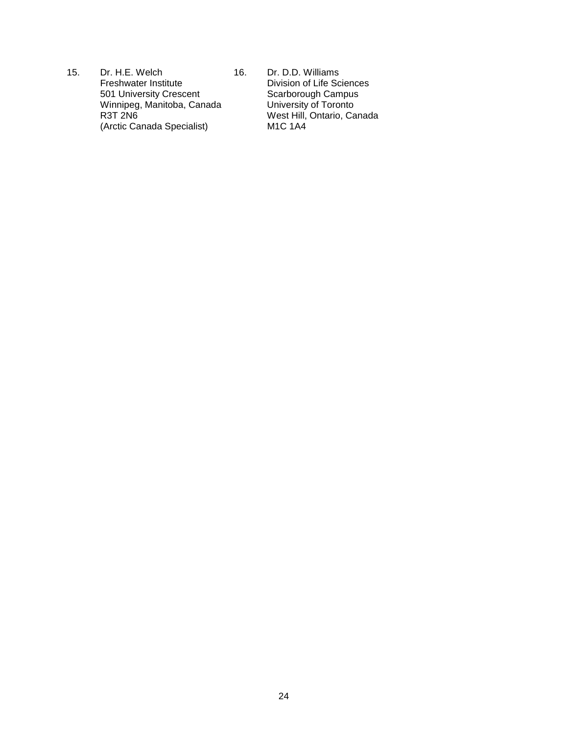15. Dr. H.E. Welch
    Freshwater Institute
    501 University Crescent
    Winnipeg, Manitoba, Canada
    R3T 2N6
    (Arctic Canada Specialist)

16. Dr. D.D. Williams
    Division of Life Sciences
    Scarborough Campus
    University of Toronto
    West Hill, Ontario, Canada
    M1C 1A4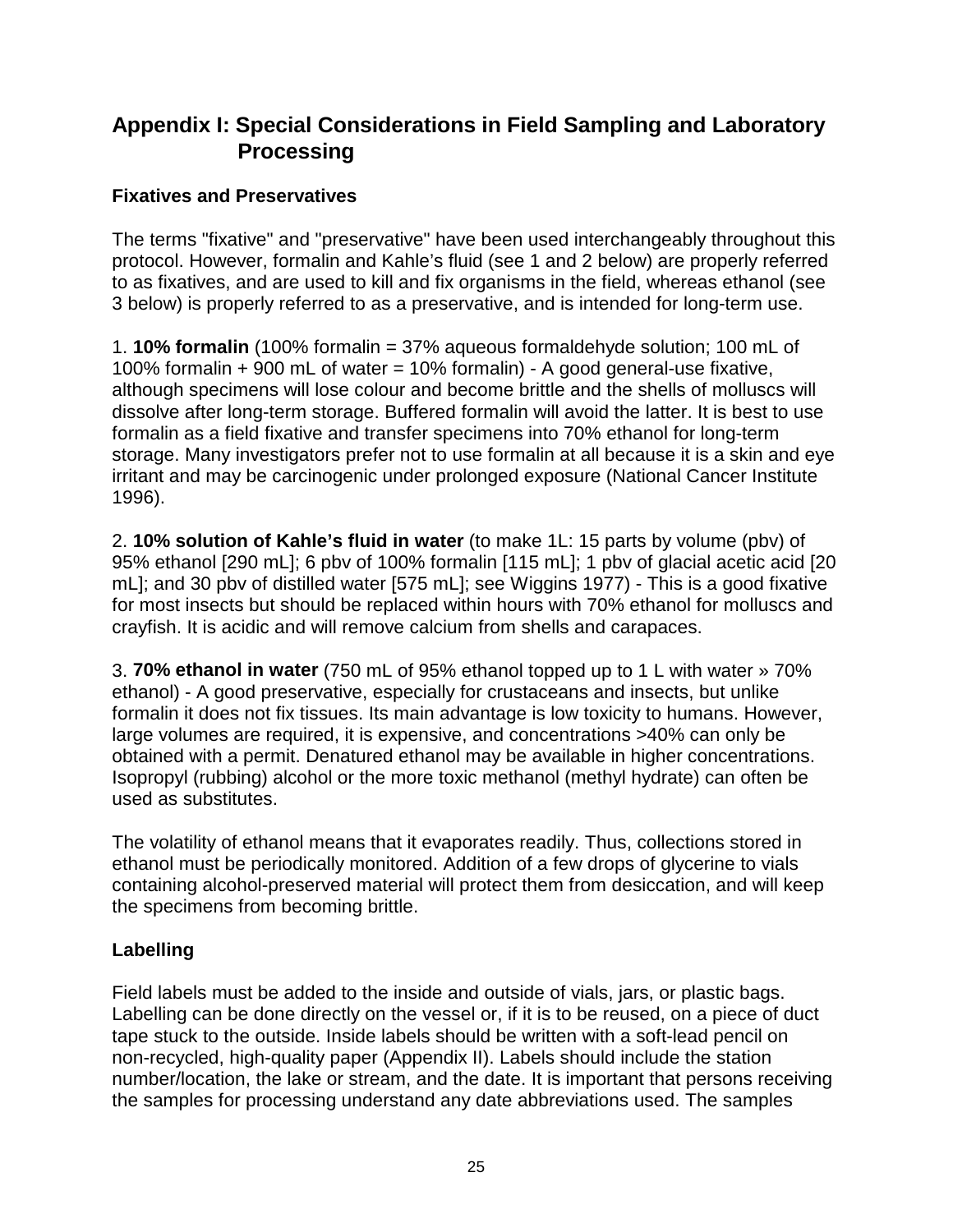## Appendix I: Special Considerations in Field Sampling and Laboratory Processing

### Fixatives and Preservatives

The terms "fixative" and "preservative" have been used interchangeably throughout this protocol. However, formalin and Kahle's fluid (see 1 and 2 below) are properly referred to as fixatives, and are used to kill and fix organisms in the field, whereas ethanol (see 3 below) is properly referred to as a preservative, and is intended for long-term use.

1. **10% formalin** (100% formalin = 37% aqueous formaldehyde solution; 100 mL of 100% formalin + 900 mL of water = 10% formalin) - A good general-use fixative, although specimens will lose colour and become brittle and the shells of molluscs will dissolve after long-term storage. Buffered formalin will avoid the latter. It is best to use formalin as a field fixative and transfer specimens into 70% ethanol for long-term storage. Many investigators prefer not to use formalin at all because it is a skin and eye irritant and may be carcinogenic under prolonged exposure (National Cancer Institute 1996).

2. **10% solution of Kahle's fluid in water** (to make 1L: 15 parts by volume (pbv) of 95% ethanol [290 mL]; 6 pbv of 100% formalin [115 mL]; 1 pbv of glacial acetic acid [20 mL]; and 30 pbv of distilled water [575 mL]; see Wiggins 1977) - This is a good fixative for most insects but should be replaced within hours with 70% ethanol for molluscs and crayfish. It is acidic and will remove calcium from shells and carapaces.

3. **70% ethanol in water** (750 mL of 95% ethanol topped up to 1 L with water » 70% ethanol) - A good preservative, especially for crustaceans and insects, but unlike formalin it does not fix tissues. Its main advantage is low toxicity to humans. However, large volumes are required, it is expensive, and concentrations >40% can only be obtained with a permit. Denatured ethanol may be available in higher concentrations. Isopropyl (rubbing) alcohol or the more toxic methanol (methyl hydrate) can often be used as substitutes.

The volatility of ethanol means that it evaporates readily. Thus, collections stored in ethanol must be periodically monitored. Addition of a few drops of glycerine to vials containing alcohol-preserved material will protect them from desiccation, and will keep the specimens from becoming brittle.

### Labelling

Field labels must be added to the inside and outside of vials, jars, or plastic bags. Labelling can be done directly on the vessel or, if it is to be reused, on a piece of duct tape stuck to the outside. Inside labels should be written with a soft-lead pencil on non-recycled, high-quality paper (Appendix II). Labels should include the station number/location, the lake or stream, and the date. It is important that persons receiving the samples for processing understand any date abbreviations used. The samples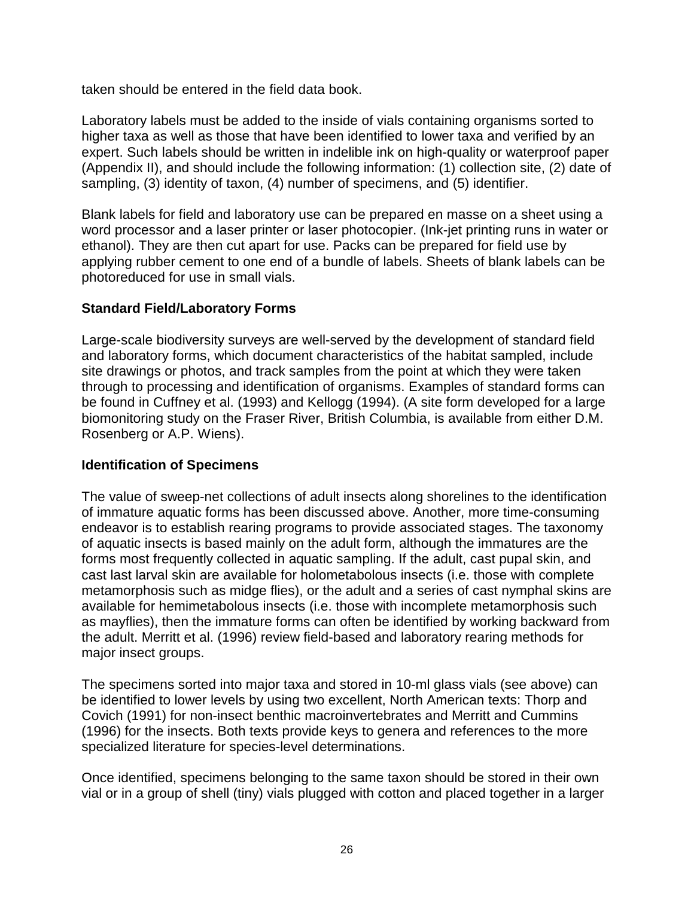taken should be entered in the field data book.

Laboratory labels must be added to the inside of vials containing organisms sorted to higher taxa as well as those that have been identified to lower taxa and verified by an expert. Such labels should be written in indelible ink on high-quality or waterproof paper (Appendix II), and should include the following information: (1) collection site, (2) date of sampling, (3) identity of taxon, (4) number of specimens, and (5) identifier.

Blank labels for field and laboratory use can be prepared en masse on a sheet using a word processor and a laser printer or laser photocopier. (Ink-jet printing runs in water or ethanol). They are then cut apart for use. Packs can be prepared for field use by applying rubber cement to one end of a bundle of labels. Sheets of blank labels can be photoreduced for use in small vials.

### Standard Field/Laboratory Forms

Large-scale biodiversity surveys are well-served by the development of standard field and laboratory forms, which document characteristics of the habitat sampled, include site drawings or photos, and track samples from the point at which they were taken through to processing and identification of organisms. Examples of standard forms can be found in Cuffney et al. (1993) and Kellogg (1994). (A site form developed for a large biomonitoring study on the Fraser River, British Columbia, is available from either D.M. Rosenberg or A.P. Wiens).

### Identification of Specimens

The value of sweep-net collections of adult insects along shorelines to the identification of immature aquatic forms has been discussed above. Another, more time-consuming endeavor is to establish rearing programs to provide associated stages. The taxonomy of aquatic insects is based mainly on the adult form, although the immatures are the forms most frequently collected in aquatic sampling. If the adult, cast pupal skin, and cast last larval skin are available for holometabolous insects (i.e. those with complete metamorphosis such as midge flies), or the adult and a series of cast nymphal skins are available for hemimetabolous insects (i.e. those with incomplete metamorphosis such as mayflies), then the immature forms can often be identified by working backward from the adult. Merritt et al. (1996) review field-based and laboratory rearing methods for major insect groups.

The specimens sorted into major taxa and stored in 10-ml glass vials (see above) can be identified to lower levels by using two excellent, North American texts: Thorp and Covich (1991) for non-insect benthic macroinvertebrates and Merritt and Cummins (1996) for the insects. Both texts provide keys to genera and references to the more specialized literature for species-level determinations.

Once identified, specimens belonging to the same taxon should be stored in their own vial or in a group of shell (tiny) vials plugged with cotton and placed together in a larger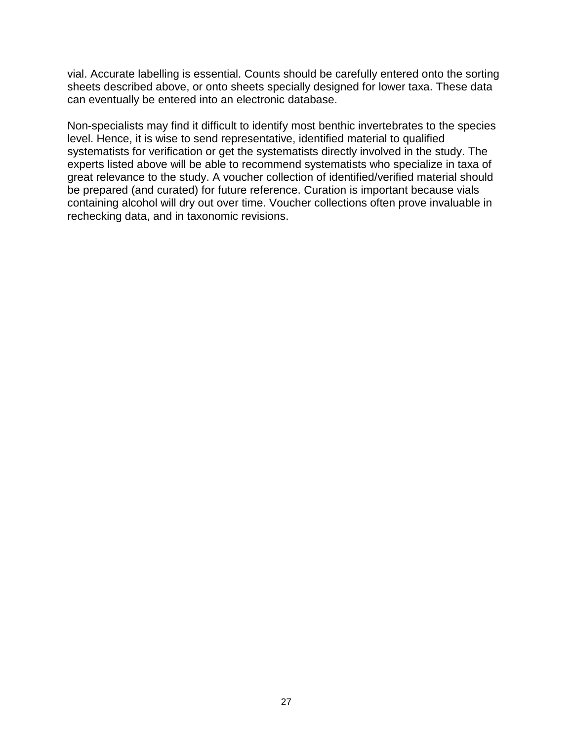vial. Accurate labelling is essential. Counts should be carefully entered onto the sorting sheets described above, or onto sheets specially designed for lower taxa. These data can eventually be entered into an electronic database.

Non-specialists may find it difficult to identify most benthic invertebrates to the species level. Hence, it is wise to send representative, identified material to qualified systematists for verification or get the systematists directly involved in the study. The experts listed above will be able to recommend systematists who specialize in taxa of great relevance to the study. A voucher collection of identified/verified material should be prepared (and curated) for future reference. Curation is important because vials containing alcohol will dry out over time. Voucher collections often prove invaluable in rechecking data, and in taxonomic revisions.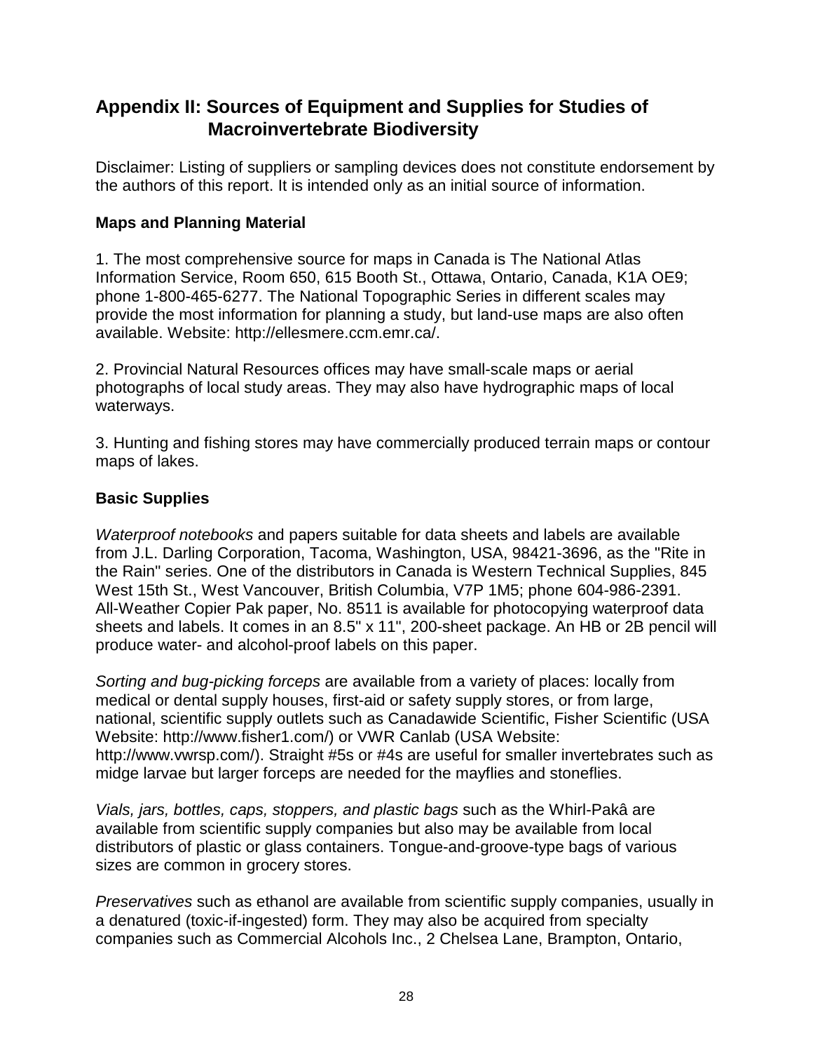## Appendix II: Sources of Equipment and Supplies for Studies of Macroinvertebrate Biodiversity

Disclaimer: Listing of suppliers or sampling devices does not constitute endorsement by the authors of this report. It is intended only as an initial source of information.

### Maps and Planning Material

1. The most comprehensive source for maps in Canada is The National Atlas Information Service, Room 650, 615 Booth St., Ottawa, Ontario, Canada, K1A OE9; phone 1-800-465-6277. The National Topographic Series in different scales may provide the most information for planning a study, but land-use maps are also often available. Website: http://ellesmere.ccm.emr.ca/.

2. Provincial Natural Resources offices may have small-scale maps or aerial photographs of local study areas. They may also have hydrographic maps of local waterways.

3. Hunting and fishing stores may have commercially produced terrain maps or contour maps of lakes.

### Basic Supplies

*Waterproof notebooks* and papers suitable for data sheets and labels are available from J.L. Darling Corporation, Tacoma, Washington, USA, 98421-3696, as the "Rite in the Rain" series. One of the distributors in Canada is Western Technical Supplies, 845 West 15th St., West Vancouver, British Columbia, V7P 1M5; phone 604-986-2391. All-Weather Copier Pak paper, No. 8511 is available for photocopying waterproof data sheets and labels. It comes in an 8.5" x 11", 200-sheet package. An HB or 2B pencil will produce water- and alcohol-proof labels on this paper.

*Sorting and bug-picking forceps* are available from a variety of places: locally from medical or dental supply houses, first-aid or safety supply stores, or from large, national, scientific supply outlets such as Canadawide Scientific, Fisher Scientific (USA Website: http://www.fisher1.com/) or VWR Canlab (USA Website: http://www.vwrsp.com/). Straight #5s or #4s are useful for smaller invertebrates such as midge larvae but larger forceps are needed for the mayflies and stoneflies.

*Vials, jars, bottles, caps, stoppers, and plastic bags* such as the Whirl-Pakâ are available from scientific supply companies but also may be available from local distributors of plastic or glass containers. Tongue-and-groove-type bags of various sizes are common in grocery stores.

*Preservatives* such as ethanol are available from scientific supply companies, usually in a denatured (toxic-if-ingested) form. They may also be acquired from specialty companies such as Commercial Alcohols Inc., 2 Chelsea Lane, Brampton, Ontario,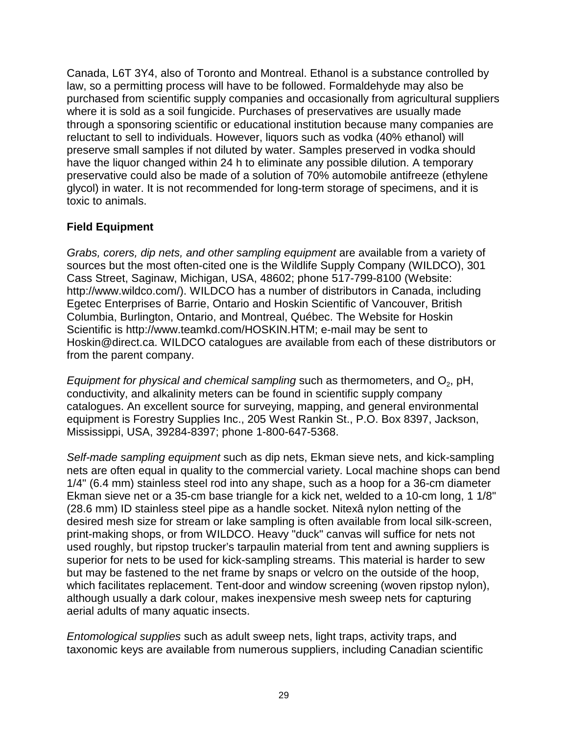Canada, L6T 3Y4, also of Toronto and Montreal. Ethanol is a substance controlled by law, so a permitting process will have to be followed. Formaldehyde may also be purchased from scientific supply companies and occasionally from agricultural suppliers where it is sold as a soil fungicide. Purchases of preservatives are usually made through a sponsoring scientific or educational institution because many companies are reluctant to sell to individuals. However, liquors such as vodka (40% ethanol) will preserve small samples if not diluted by water. Samples preserved in vodka should have the liquor changed within 24 h to eliminate any possible dilution. A temporary preservative could also be made of a solution of 70% automobile antifreeze (ethylene glycol) in water. It is not recommended for long-term storage of specimens, and it is toxic to animals.

**Field Equipment**

*Grabs, corers, dip nets, and other sampling equipment* are available from a variety of sources but the most often-cited one is the Wildlife Supply Company (WILDCO), 301 Cass Street, Saginaw, Michigan, USA, 48602; phone 517-799-8100 (Website: http://www.wildco.com/). WILDCO has a number of distributors in Canada, including Egetec Enterprises of Barrie, Ontario and Hoskin Scientific of Vancouver, British Columbia, Burlington, Ontario, and Montreal, Québec. The Website for Hoskin Scientific is http://www.teamkd.com/HOSKIN.HTM; e-mail may be sent to Hoskin@direct.ca. WILDCO catalogues are available from each of these distributors or from the parent company.

*Equipment for physical and chemical sampling* such as thermometers, and $O_2$, pH, conductivity, and alkalinity meters can be found in scientific supply company catalogues. An excellent source for surveying, mapping, and general environmental equipment is Forestry Supplies Inc., 205 West Rankin St., P.O. Box 8397, Jackson, Mississippi, USA, 39284-8397; phone 1-800-647-5368.

*Self-made sampling equipment* such as dip nets, Ekman sieve nets, and kick-sampling nets are often equal in quality to the commercial variety. Local machine shops can bend 1/4" (6.4 mm) stainless steel rod into any shape, such as a hoop for a 36-cm diameter Ekman sieve net or a 35-cm base triangle for a kick net, welded to a 10-cm long, 1 1/8" (28.6 mm) ID stainless steel pipe as a handle socket. Nitexâ nylon netting of the desired mesh size for stream or lake sampling is often available from local silk-screen, print-making shops, or from WILDCO. Heavy "duck" canvas will suffice for nets not used roughly, but ripstop trucker's tarpaulin material from tent and awning suppliers is superior for nets to be used for kick-sampling streams. This material is harder to sew but may be fastened to the net frame by snaps or velcro on the outside of the hoop, which facilitates replacement. Tent-door and window screening (woven ripstop nylon), although usually a dark colour, makes inexpensive mesh sweep nets for capturing aerial adults of many aquatic insects.

*Entomological supplies* such as adult sweep nets, light traps, activity traps, and taxonomic keys are available from numerous suppliers, including Canadian scientific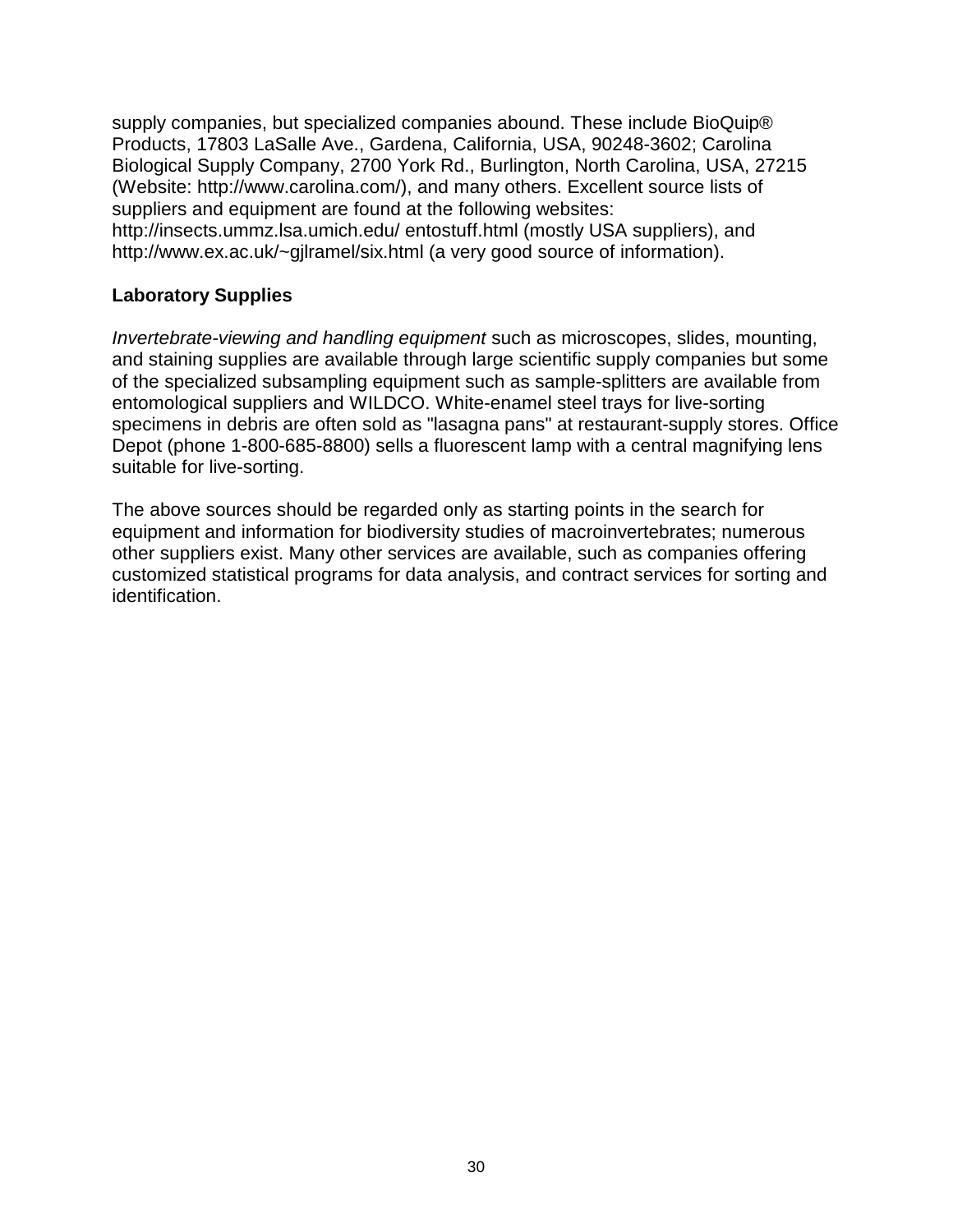supply companies, but specialized companies abound. These include BioQuip® Products, 17803 LaSalle Ave., Gardena, California, USA, 90248-3602; Carolina Biological Supply Company, 2700 York Rd., Burlington, North Carolina, USA, 27215 (Website: http://www.carolina.com/), and many others. Excellent source lists of suppliers and equipment are found at the following websites: http://insects.ummz.lsa.umich.edu/ entostuff.html (mostly USA suppliers), and http://www.ex.ac.uk/~gjlramel/six.html (a very good source of information).

**Laboratory Supplies**

*Invertebrate-viewing and handling equipment* such as microscopes, slides, mounting, and staining supplies are available through large scientific supply companies but some of the specialized subsampling equipment such as sample-splitters are available from entomological suppliers and WILDCO. White-enamel steel trays for live-sorting specimens in debris are often sold as "lasagna pans" at restaurant-supply stores. Office Depot (phone 1-800-685-8800) sells a fluorescent lamp with a central magnifying lens suitable for live-sorting.

The above sources should be regarded only as starting points in the search for equipment and information for biodiversity studies of macroinvertebrates; numerous other suppliers exist. Many other services are available, such as companies offering customized statistical programs for data analysis, and contract services for sorting and identification.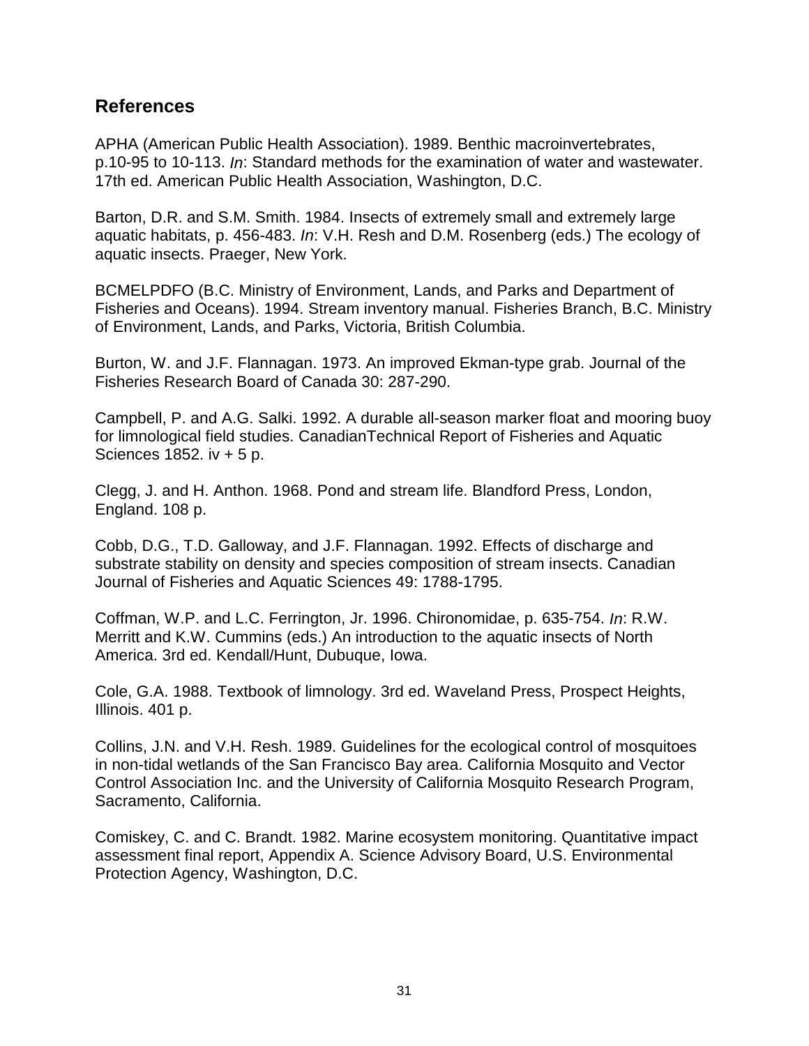## References

APHA (American Public Health Association). 1989. Benthic macroinvertebrates, p.10-95 to 10-113. *In*: Standard methods for the examination of water and wastewater. 17th ed. American Public Health Association, Washington, D.C.

Barton, D.R. and S.M. Smith. 1984. Insects of extremely small and extremely large aquatic habitats, p. 456-483. *In*: V.H. Resh and D.M. Rosenberg (eds.) The ecology of aquatic insects. Praeger, New York.

BCMELPDFO (B.C. Ministry of Environment, Lands, and Parks and Department of Fisheries and Oceans). 1994. Stream inventory manual. Fisheries Branch, B.C. Ministry of Environment, Lands, and Parks, Victoria, British Columbia.

Burton, W. and J.F. Flannagan. 1973. An improved Ekman-type grab. Journal of the Fisheries Research Board of Canada 30: 287-290.

Campbell, P. and A.G. Salki. 1992. A durable all-season marker float and mooring buoy for limnological field studies. CanadianTechnical Report of Fisheries and Aquatic Sciences 1852. iv + 5 p.

Clegg, J. and H. Anthon. 1968. Pond and stream life. Blandford Press, London, England. 108 p.

Cobb, D.G., T.D. Galloway, and J.F. Flannagan. 1992. Effects of discharge and substrate stability on density and species composition of stream insects. Canadian Journal of Fisheries and Aquatic Sciences 49: 1788-1795.

Coffman, W.P. and L.C. Ferrington, Jr. 1996. Chironomidae, p. 635-754. *In*: R.W. Merritt and K.W. Cummins (eds.) An introduction to the aquatic insects of North America. 3rd ed. Kendall/Hunt, Dubuque, Iowa.

Cole, G.A. 1988. Textbook of limnology. 3rd ed. Waveland Press, Prospect Heights, Illinois. 401 p.

Collins, J.N. and V.H. Resh. 1989. Guidelines for the ecological control of mosquitoes in non-tidal wetlands of the San Francisco Bay area. California Mosquito and Vector Control Association Inc. and the University of California Mosquito Research Program, Sacramento, California.

Comiskey, C. and C. Brandt. 1982. Marine ecosystem monitoring. Quantitative impact assessment final report, Appendix A. Science Advisory Board, U.S. Environmental Protection Agency, Washington, D.C.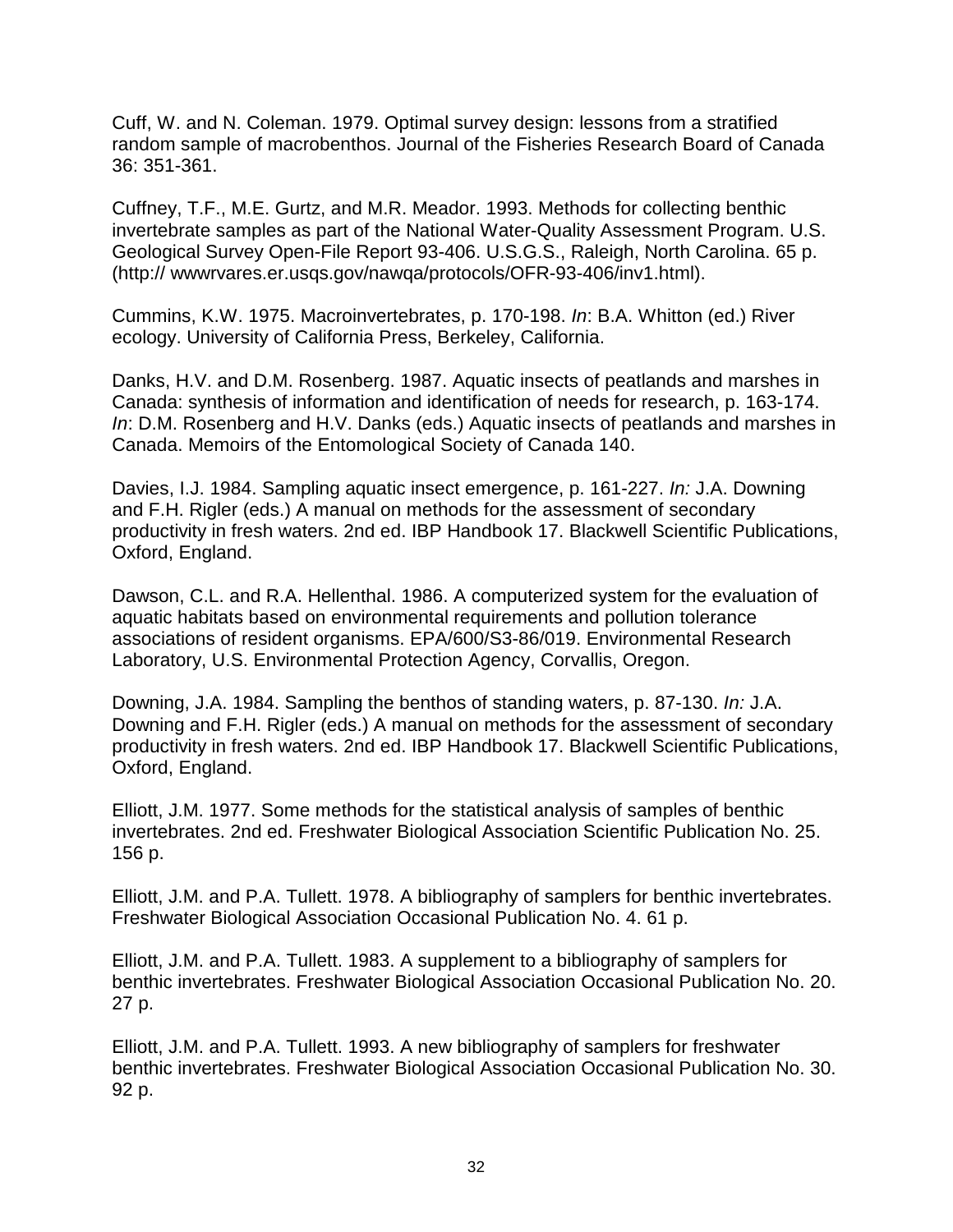Cuff, W. and N. Coleman. 1979. Optimal survey design: lessons from a stratified random sample of macrobenthos. Journal of the Fisheries Research Board of Canada 36: 351-361.

Cuffney, T.F., M.E. Gurtz, and M.R. Meador. 1993. Methods for collecting benthic invertebrate samples as part of the National Water-Quality Assessment Program. U.S. Geological Survey Open-File Report 93-406. U.S.G.S., Raleigh, North Carolina. 65 p. (http:// wwwrvares.er.usqs.gov/nawqa/protocols/OFR-93-406/inv1.html).

Cummins, K.W. 1975. Macroinvertebrates, p. 170-198. *In*: B.A. Whitton (ed.) River ecology. University of California Press, Berkeley, California.

Danks, H.V. and D.M. Rosenberg. 1987. Aquatic insects of peatlands and marshes in Canada: synthesis of information and identification of needs for research, p. 163-174. *In*: D.M. Rosenberg and H.V. Danks (eds.) Aquatic insects of peatlands and marshes in Canada. Memoirs of the Entomological Society of Canada 140.

Davies, I.J. 1984. Sampling aquatic insect emergence, p. 161-227. *In:* J.A. Downing and F.H. Rigler (eds.) A manual on methods for the assessment of secondary productivity in fresh waters. 2nd ed. IBP Handbook 17. Blackwell Scientific Publications, Oxford, England.

Dawson, C.L. and R.A. Hellenthal. 1986. A computerized system for the evaluation of aquatic habitats based on environmental requirements and pollution tolerance associations of resident organisms. EPA/600/S3-86/019. Environmental Research Laboratory, U.S. Environmental Protection Agency, Corvallis, Oregon.

Downing, J.A. 1984. Sampling the benthos of standing waters, p. 87-130. *In:* J.A. Downing and F.H. Rigler (eds.) A manual on methods for the assessment of secondary productivity in fresh waters. 2nd ed. IBP Handbook 17. Blackwell Scientific Publications, Oxford, England.

Elliott, J.M. 1977. Some methods for the statistical analysis of samples of benthic invertebrates. 2nd ed. Freshwater Biological Association Scientific Publication No. 25. 156 p.

Elliott, J.M. and P.A. Tullett. 1978. A bibliography of samplers for benthic invertebrates. Freshwater Biological Association Occasional Publication No. 4. 61 p.

Elliott, J.M. and P.A. Tullett. 1983. A supplement to a bibliography of samplers for benthic invertebrates. Freshwater Biological Association Occasional Publication No. 20. 27 p.

Elliott, J.M. and P.A. Tullett. 1993. A new bibliography of samplers for freshwater benthic invertebrates. Freshwater Biological Association Occasional Publication No. 30. 92 p.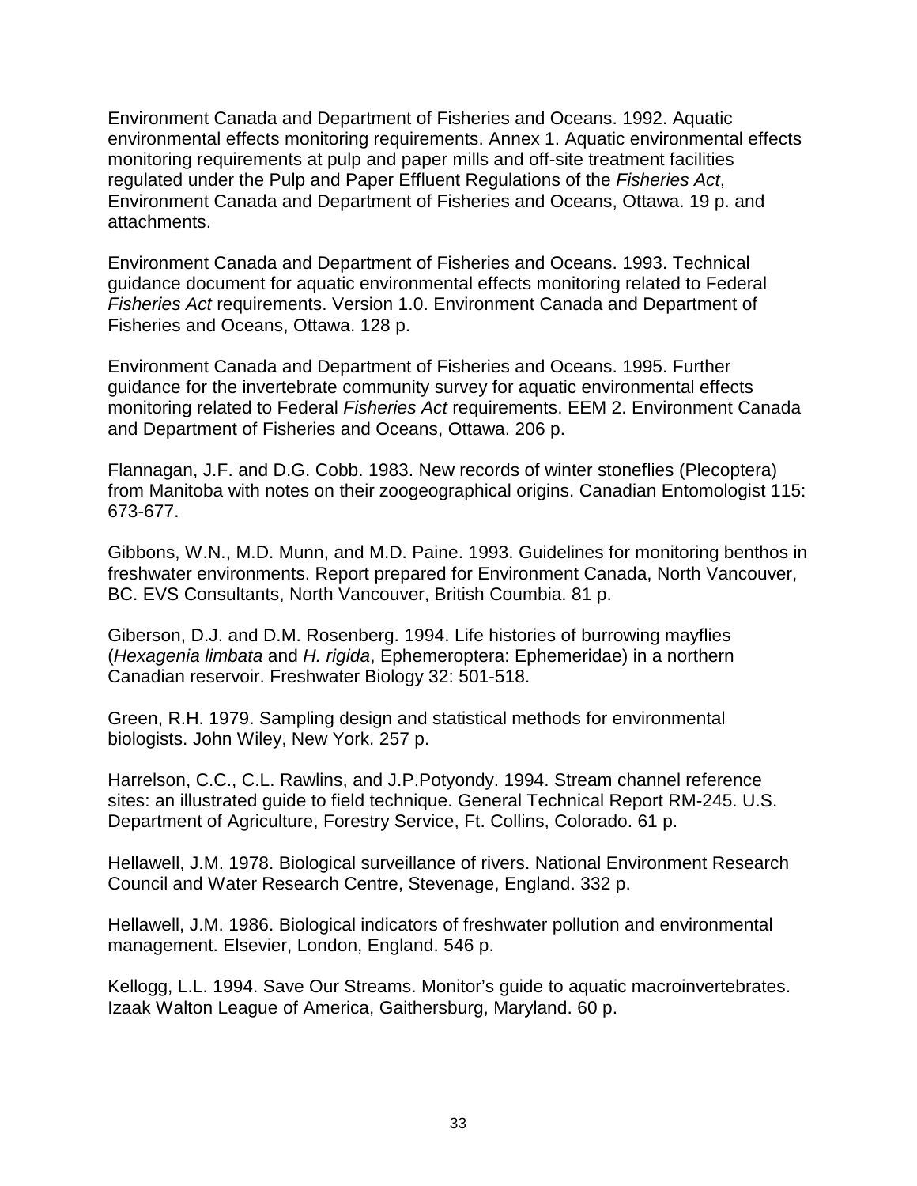Environment Canada and Department of Fisheries and Oceans. 1992. Aquatic environmental effects monitoring requirements. Annex 1. Aquatic environmental effects monitoring requirements at pulp and paper mills and off-site treatment facilities regulated under the Pulp and Paper Effluent Regulations of the *Fisheries Act*, Environment Canada and Department of Fisheries and Oceans, Ottawa. 19 p. and attachments.

Environment Canada and Department of Fisheries and Oceans. 1993. Technical guidance document for aquatic environmental effects monitoring related to Federal *Fisheries Act* requirements. Version 1.0. Environment Canada and Department of Fisheries and Oceans, Ottawa. 128 p.

Environment Canada and Department of Fisheries and Oceans. 1995. Further guidance for the invertebrate community survey for aquatic environmental effects monitoring related to Federal *Fisheries Act* requirements. EEM 2. Environment Canada and Department of Fisheries and Oceans, Ottawa. 206 p.

Flannagan, J.F. and D.G. Cobb. 1983. New records of winter stoneflies (Plecoptera) from Manitoba with notes on their zoogeographical origins. Canadian Entomologist 115: 673-677.

Gibbons, W.N., M.D. Munn, and M.D. Paine. 1993. Guidelines for monitoring benthos in freshwater environments. Report prepared for Environment Canada, North Vancouver, BC. EVS Consultants, North Vancouver, British Coumbia. 81 p.

Giberson, D.J. and D.M. Rosenberg. 1994. Life histories of burrowing mayflies (*Hexagenia limbata* and *H. rigida*, Ephemeroptera: Ephemeridae) in a northern Canadian reservoir. Freshwater Biology 32: 501-518.

Green, R.H. 1979. Sampling design and statistical methods for environmental biologists. John Wiley, New York. 257 p.

Harrelson, C.C., C.L. Rawlins, and J.P.Potyondy. 1994. Stream channel reference sites: an illustrated guide to field technique. General Technical Report RM-245. U.S. Department of Agriculture, Forestry Service, Ft. Collins, Colorado. 61 p.

Hellawell, J.M. 1978. Biological surveillance of rivers. National Environment Research Council and Water Research Centre, Stevenage, England. 332 p.

Hellawell, J.M. 1986. Biological indicators of freshwater pollution and environmental management. Elsevier, London, England. 546 p.

Kellogg, L.L. 1994. Save Our Streams. Monitor's guide to aquatic macroinvertebrates. Izaak Walton League of America, Gaithersburg, Maryland. 60 p.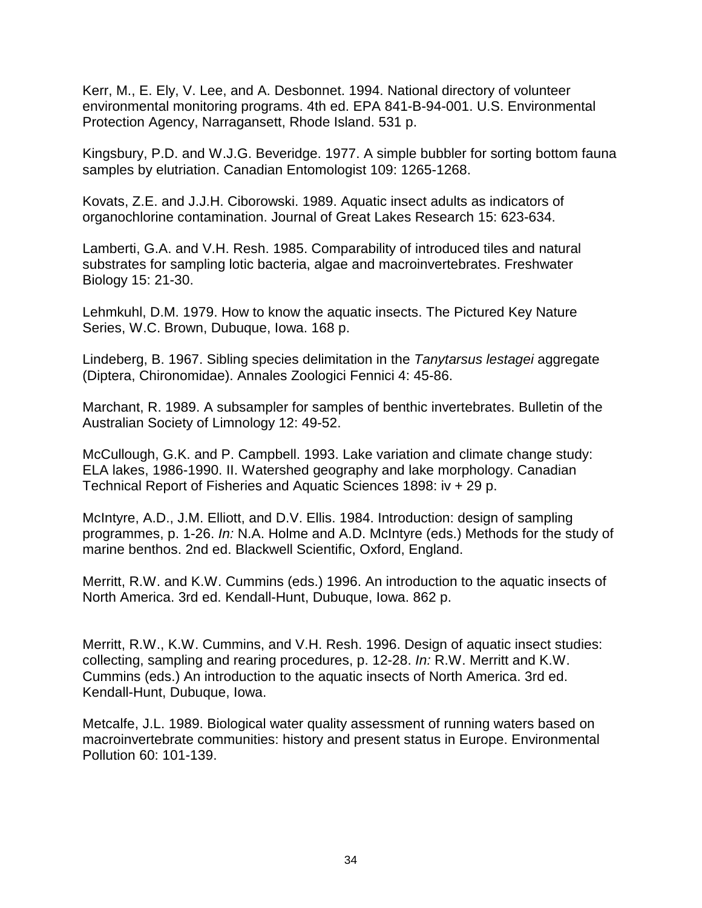Kerr, M., E. Ely, V. Lee, and A. Desbonnet. 1994. National directory of volunteer environmental monitoring programs. 4th ed. EPA 841-B-94-001. U.S. Environmental Protection Agency, Narragansett, Rhode Island. 531 p.

Kingsbury, P.D. and W.J.G. Beveridge. 1977. A simple bubbler for sorting bottom fauna samples by elutriation. Canadian Entomologist 109: 1265-1268.

Kovats, Z.E. and J.J.H. Ciborowski. 1989. Aquatic insect adults as indicators of organochlorine contamination. Journal of Great Lakes Research 15: 623-634.

Lamberti, G.A. and V.H. Resh. 1985. Comparability of introduced tiles and natural substrates for sampling lotic bacteria, algae and macroinvertebrates. Freshwater Biology 15: 21-30.

Lehmkuhl, D.M. 1979. How to know the aquatic insects. The Pictured Key Nature Series, W.C. Brown, Dubuque, Iowa. 168 p.

Lindeberg, B. 1967. Sibling species delimitation in the *Tanytarsus lestagei* aggregate (Diptera, Chironomidae). Annales Zoologici Fennici 4: 45-86.

Marchant, R. 1989. A subsampler for samples of benthic invertebrates. Bulletin of the Australian Society of Limnology 12: 49-52.

McCullough, G.K. and P. Campbell. 1993. Lake variation and climate change study: ELA lakes, 1986-1990. II. Watershed geography and lake morphology. Canadian Technical Report of Fisheries and Aquatic Sciences 1898: iv + 29 p.

McIntyre, A.D., J.M. Elliott, and D.V. Ellis. 1984. Introduction: design of sampling programmes, p. 1-26. *In:* N.A. Holme and A.D. McIntyre (eds.) Methods for the study of marine benthos. 2nd ed. Blackwell Scientific, Oxford, England.

Merritt, R.W. and K.W. Cummins (eds.) 1996. An introduction to the aquatic insects of North America. 3rd ed. Kendall-Hunt, Dubuque, Iowa. 862 p.

Merritt, R.W., K.W. Cummins, and V.H. Resh. 1996. Design of aquatic insect studies: collecting, sampling and rearing procedures, p. 12-28. *In:* R.W. Merritt and K.W. Cummins (eds.) An introduction to the aquatic insects of North America. 3rd ed. Kendall-Hunt, Dubuque, Iowa.

Metcalfe, J.L. 1989. Biological water quality assessment of running waters based on macroinvertebrate communities: history and present status in Europe. Environmental Pollution 60: 101-139.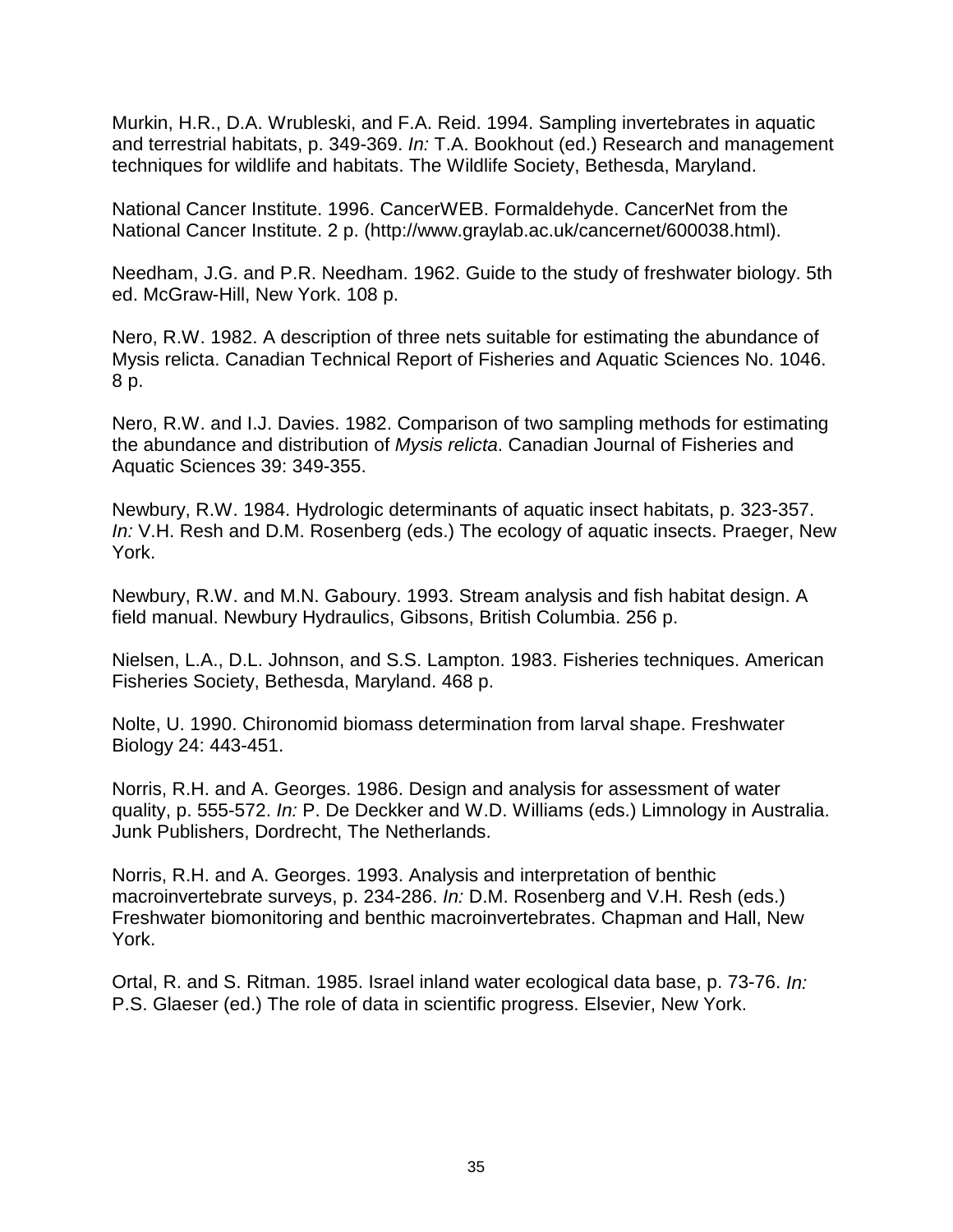Murkin, H.R., D.A. Wrubleski, and F.A. Reid. 1994. Sampling invertebrates in aquatic and terrestrial habitats, p. 349-369. *In:* T.A. Bookhout (ed.) Research and management techniques for wildlife and habitats. The Wildlife Society, Bethesda, Maryland.

National Cancer Institute. 1996. CancerWEB. Formaldehyde. CancerNet from the National Cancer Institute. 2 p. (http://www.graylab.ac.uk/cancernet/600038.html).

Needham, J.G. and P.R. Needham. 1962. Guide to the study of freshwater biology. 5th ed. McGraw-Hill, New York. 108 p.

Nero, R.W. 1982. A description of three nets suitable for estimating the abundance of Mysis relicta. Canadian Technical Report of Fisheries and Aquatic Sciences No. 1046. 8 p.

Nero, R.W. and I.J. Davies. 1982. Comparison of two sampling methods for estimating the abundance and distribution of *Mysis relicta*. Canadian Journal of Fisheries and Aquatic Sciences 39: 349-355.

Newbury, R.W. 1984. Hydrologic determinants of aquatic insect habitats, p. 323-357. *In:* V.H. Resh and D.M. Rosenberg (eds.) The ecology of aquatic insects. Praeger, New York.

Newbury, R.W. and M.N. Gaboury. 1993. Stream analysis and fish habitat design. A field manual. Newbury Hydraulics, Gibsons, British Columbia. 256 p.

Nielsen, L.A., D.L. Johnson, and S.S. Lampton. 1983. Fisheries techniques. American Fisheries Society, Bethesda, Maryland. 468 p.

Nolte, U. 1990. Chironomid biomass determination from larval shape. Freshwater Biology 24: 443-451.

Norris, R.H. and A. Georges. 1986. Design and analysis for assessment of water quality, p. 555-572. *In:* P. De Deckker and W.D. Williams (eds.) Limnology in Australia. Junk Publishers, Dordrecht, The Netherlands.

Norris, R.H. and A. Georges. 1993. Analysis and interpretation of benthic macroinvertebrate surveys, p. 234-286. *In:* D.M. Rosenberg and V.H. Resh (eds.) Freshwater biomonitoring and benthic macroinvertebrates. Chapman and Hall, New York.

Ortal, R. and S. Ritman. 1985. Israel inland water ecological data base, p. 73-76. *In:* P.S. Glaeser (ed.) The role of data in scientific progress. Elsevier, New York.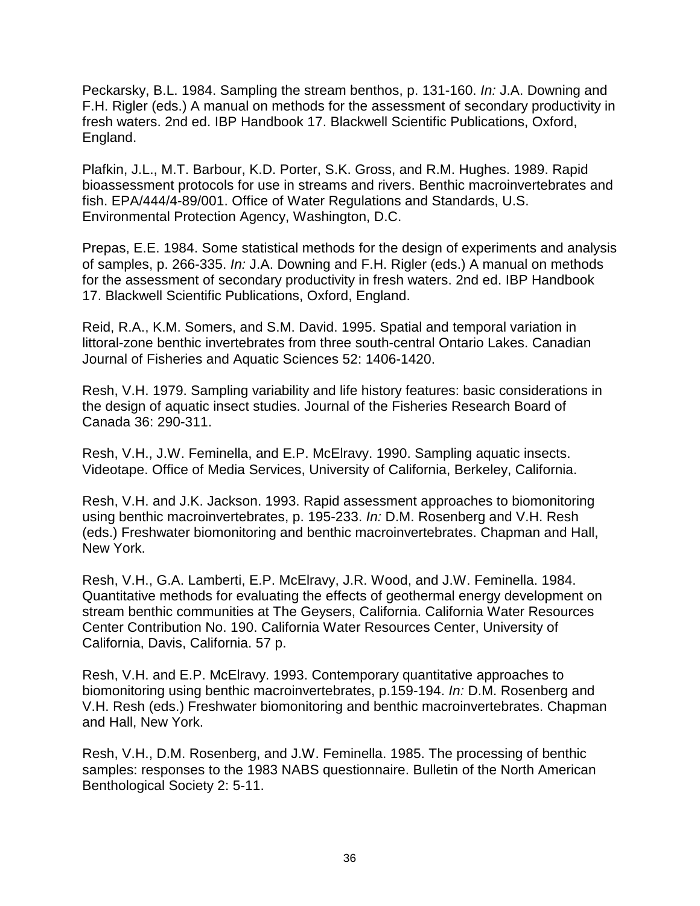Peckarsky, B.L. 1984. Sampling the stream benthos, p. 131-160. *In:* J.A. Downing and F.H. Rigler (eds.) A manual on methods for the assessment of secondary productivity in fresh waters. 2nd ed. IBP Handbook 17. Blackwell Scientific Publications, Oxford, England.

Plafkin, J.L., M.T. Barbour, K.D. Porter, S.K. Gross, and R.M. Hughes. 1989. Rapid bioassessment protocols for use in streams and rivers. Benthic macroinvertebrates and fish. EPA/444/4-89/001. Office of Water Regulations and Standards, U.S. Environmental Protection Agency, Washington, D.C.

Prepas, E.E. 1984. Some statistical methods for the design of experiments and analysis of samples, p. 266-335. *In:* J.A. Downing and F.H. Rigler (eds.) A manual on methods for the assessment of secondary productivity in fresh waters. 2nd ed. IBP Handbook 17. Blackwell Scientific Publications, Oxford, England.

Reid, R.A., K.M. Somers, and S.M. David. 1995. Spatial and temporal variation in littoral-zone benthic invertebrates from three south-central Ontario Lakes. Canadian Journal of Fisheries and Aquatic Sciences 52: 1406-1420.

Resh, V.H. 1979. Sampling variability and life history features: basic considerations in the design of aquatic insect studies. Journal of the Fisheries Research Board of Canada 36: 290-311.

Resh, V.H., J.W. Feminella, and E.P. McElravy. 1990. Sampling aquatic insects. Videotape. Office of Media Services, University of California, Berkeley, California.

Resh, V.H. and J.K. Jackson. 1993. Rapid assessment approaches to biomonitoring using benthic macroinvertebrates, p. 195-233. *In:* D.M. Rosenberg and V.H. Resh (eds.) Freshwater biomonitoring and benthic macroinvertebrates. Chapman and Hall, New York.

Resh, V.H., G.A. Lamberti, E.P. McElravy, J.R. Wood, and J.W. Feminella. 1984. Quantitative methods for evaluating the effects of geothermal energy development on stream benthic communities at The Geysers, California. California Water Resources Center Contribution No. 190. California Water Resources Center, University of California, Davis, California. 57 p.

Resh, V.H. and E.P. McElravy. 1993. Contemporary quantitative approaches to biomonitoring using benthic macroinvertebrates, p.159-194. *In:* D.M. Rosenberg and V.H. Resh (eds.) Freshwater biomonitoring and benthic macroinvertebrates. Chapman and Hall, New York.

Resh, V.H., D.M. Rosenberg, and J.W. Feminella. 1985. The processing of benthic samples: responses to the 1983 NABS questionnaire. Bulletin of the North American Benthological Society 2: 5-11.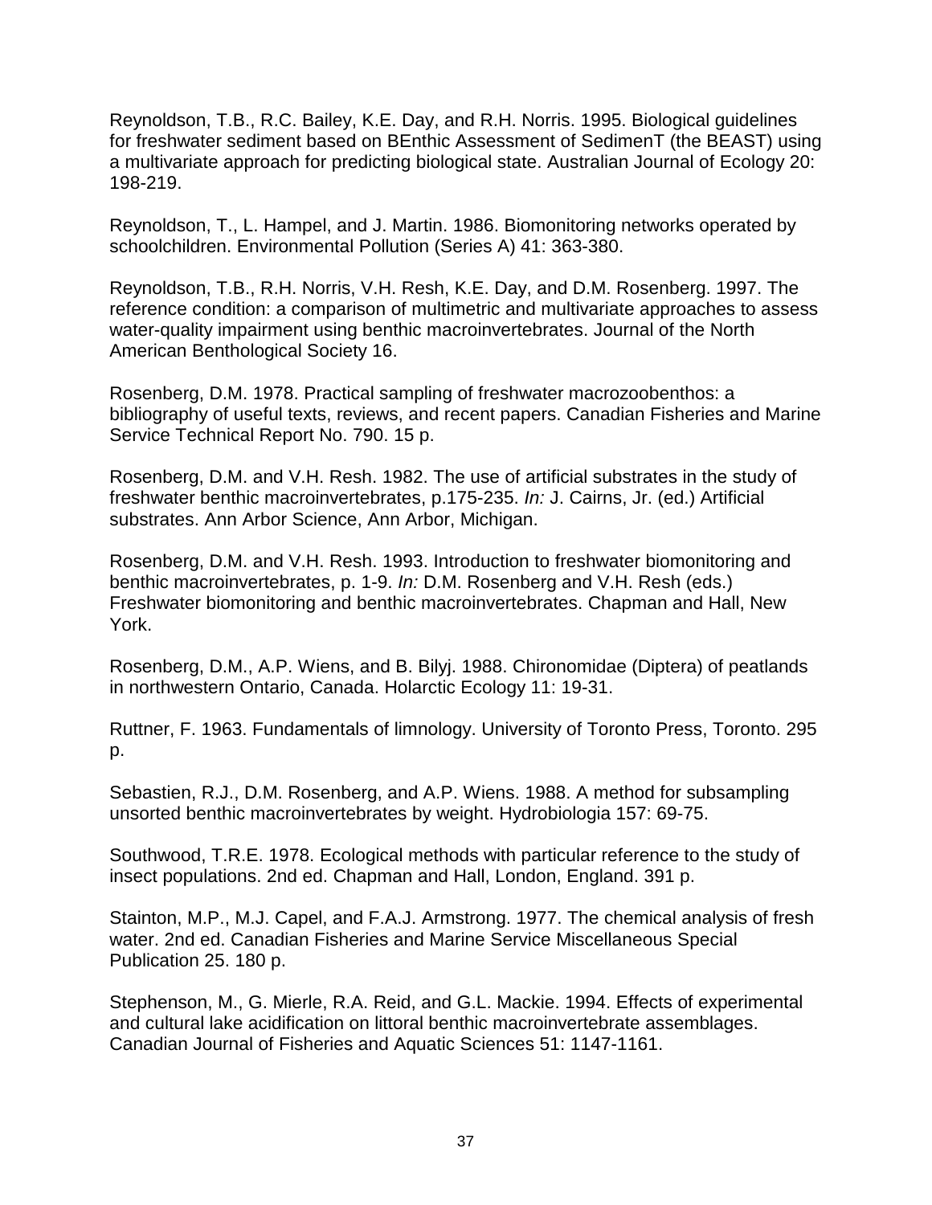Reynoldson, T.B., R.C. Bailey, K.E. Day, and R.H. Norris. 1995. Biological guidelines for freshwater sediment based on BEnthic Assessment of SedimenT (the BEAST) using a multivariate approach for predicting biological state. Australian Journal of Ecology 20: 198-219.

Reynoldson, T., L. Hampel, and J. Martin. 1986. Biomonitoring networks operated by schoolchildren. Environmental Pollution (Series A) 41: 363-380.

Reynoldson, T.B., R.H. Norris, V.H. Resh, K.E. Day, and D.M. Rosenberg. 1997. The reference condition: a comparison of multimetric and multivariate approaches to assess water-quality impairment using benthic macroinvertebrates. Journal of the North American Benthological Society 16.

Rosenberg, D.M. 1978. Practical sampling of freshwater macrozoobenthos: a bibliography of useful texts, reviews, and recent papers. Canadian Fisheries and Marine Service Technical Report No. 790. 15 p.

Rosenberg, D.M. and V.H. Resh. 1982. The use of artificial substrates in the study of freshwater benthic macroinvertebrates, p.175-235. *In:* J. Cairns, Jr. (ed.) Artificial substrates. Ann Arbor Science, Ann Arbor, Michigan.

Rosenberg, D.M. and V.H. Resh. 1993. Introduction to freshwater biomonitoring and benthic macroinvertebrates, p. 1-9. *In:* D.M. Rosenberg and V.H. Resh (eds.) Freshwater biomonitoring and benthic macroinvertebrates. Chapman and Hall, New York.

Rosenberg, D.M., A.P. Wiens, and B. Bilyj. 1988. Chironomidae (Diptera) of peatlands in northwestern Ontario, Canada. Holarctic Ecology 11: 19-31.

Ruttner, F. 1963. Fundamentals of limnology. University of Toronto Press, Toronto. 295 p.

Sebastien, R.J., D.M. Rosenberg, and A.P. Wiens. 1988. A method for subsampling unsorted benthic macroinvertebrates by weight. Hydrobiologia 157: 69-75.

Southwood, T.R.E. 1978. Ecological methods with particular reference to the study of insect populations. 2nd ed. Chapman and Hall, London, England. 391 p.

Stainton, M.P., M.J. Capel, and F.A.J. Armstrong. 1977. The chemical analysis of fresh water. 2nd ed. Canadian Fisheries and Marine Service Miscellaneous Special Publication 25. 180 p.

Stephenson, M., G. Mierle, R.A. Reid, and G.L. Mackie. 1994. Effects of experimental and cultural lake acidification on littoral benthic macroinvertebrate assemblages. Canadian Journal of Fisheries and Aquatic Sciences 51: 1147-1161.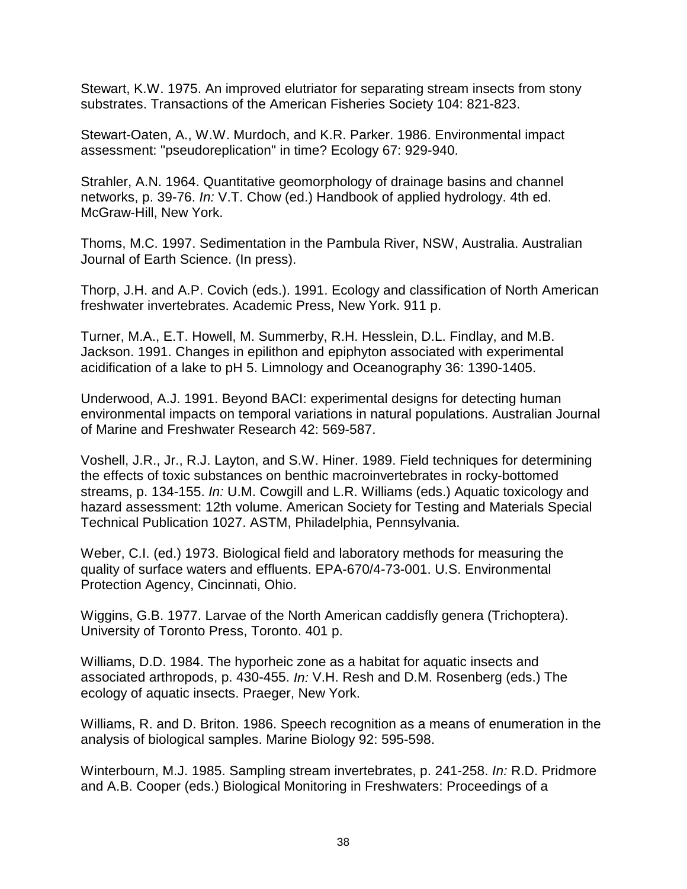Stewart, K.W. 1975. An improved elutriator for separating stream insects from stony substrates. Transactions of the American Fisheries Society 104: 821-823.

Stewart-Oaten, A., W.W. Murdoch, and K.R. Parker. 1986. Environmental impact assessment: "pseudoreplication" in time? Ecology 67: 929-940.

Strahler, A.N. 1964. Quantitative geomorphology of drainage basins and channel networks, p. 39-76. *In:* V.T. Chow (ed.) Handbook of applied hydrology. 4th ed. McGraw-Hill, New York.

Thoms, M.C. 1997. Sedimentation in the Pambula River, NSW, Australia. Australian Journal of Earth Science. (In press).

Thorp, J.H. and A.P. Covich (eds.). 1991. Ecology and classification of North American freshwater invertebrates. Academic Press, New York. 911 p.

Turner, M.A., E.T. Howell, M. Summerby, R.H. Hesslein, D.L. Findlay, and M.B. Jackson. 1991. Changes in epilithon and epiphyton associated with experimental acidification of a lake to pH 5. Limnology and Oceanography 36: 1390-1405.

Underwood, A.J. 1991. Beyond BACI: experimental designs for detecting human environmental impacts on temporal variations in natural populations. Australian Journal of Marine and Freshwater Research 42: 569-587.

Voshell, J.R., Jr., R.J. Layton, and S.W. Hiner. 1989. Field techniques for determining the effects of toxic substances on benthic macroinvertebrates in rocky-bottomed streams, p. 134-155. *In:* U.M. Cowgill and L.R. Williams (eds.) Aquatic toxicology and hazard assessment: 12th volume. American Society for Testing and Materials Special Technical Publication 1027. ASTM, Philadelphia, Pennsylvania.

Weber, C.I. (ed.) 1973. Biological field and laboratory methods for measuring the quality of surface waters and effluents. EPA-670/4-73-001. U.S. Environmental Protection Agency, Cincinnati, Ohio.

Wiggins, G.B. 1977. Larvae of the North American caddisfly genera (Trichoptera). University of Toronto Press, Toronto. 401 p.

Williams, D.D. 1984. The hyporheic zone as a habitat for aquatic insects and associated arthropods, p. 430-455. *In:* V.H. Resh and D.M. Rosenberg (eds.) The ecology of aquatic insects. Praeger, New York.

Williams, R. and D. Briton. 1986. Speech recognition as a means of enumeration in the analysis of biological samples. Marine Biology 92: 595-598.

Winterbourn, M.J. 1985. Sampling stream invertebrates, p. 241-258. *In:* R.D. Pridmore and A.B. Cooper (eds.) Biological Monitoring in Freshwaters: Proceedings of a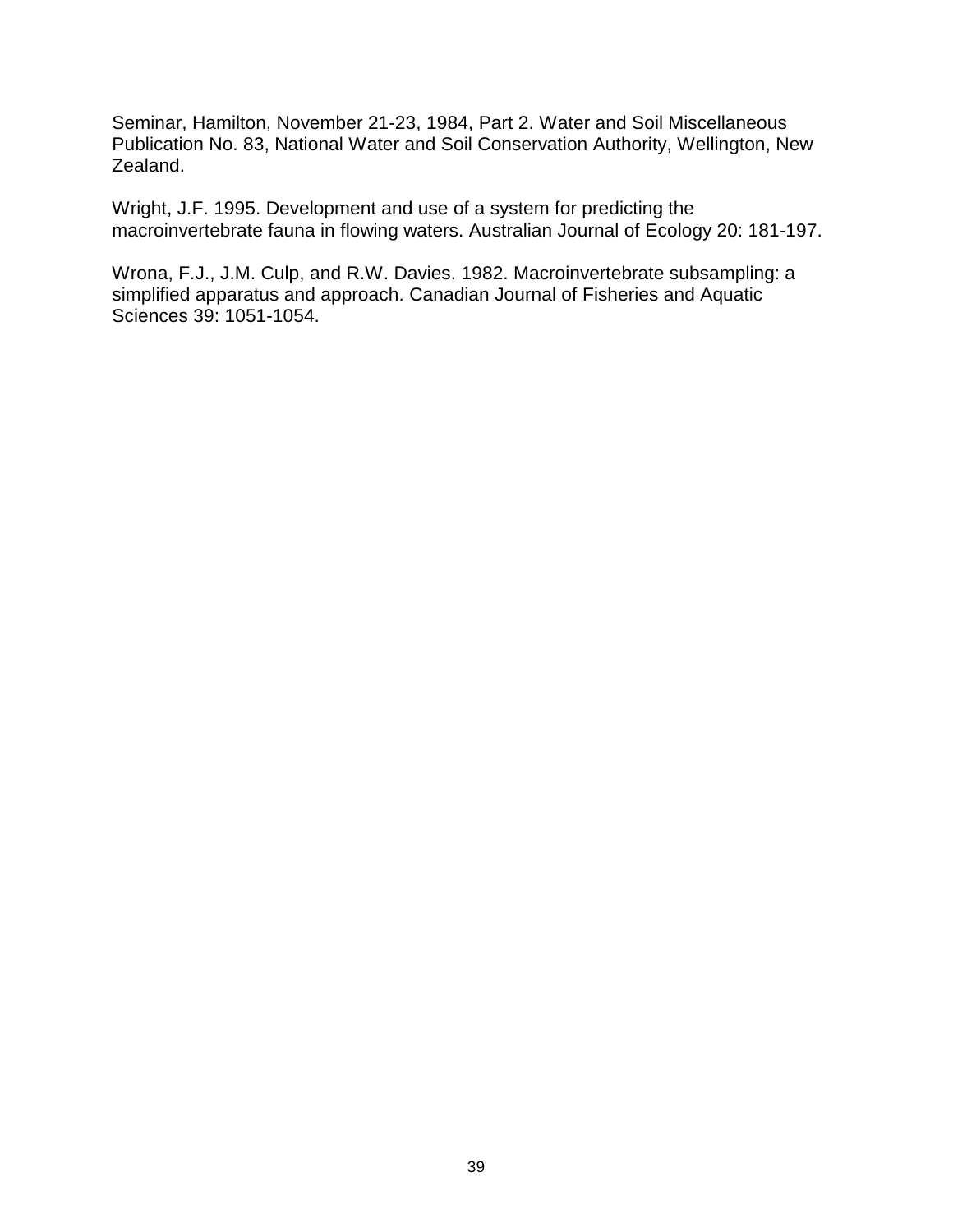Seminar, Hamilton, November 21-23, 1984, Part 2. Water and Soil Miscellaneous Publication No. 83, National Water and Soil Conservation Authority, Wellington, New Zealand.

Wright, J.F. 1995. Development and use of a system for predicting the macroinvertebrate fauna in flowing waters. Australian Journal of Ecology 20: 181-197.

Wrona, F.J., J.M. Culp, and R.W. Davies. 1982. Macroinvertebrate subsampling: a simplified apparatus and approach. Canadian Journal of Fisheries and Aquatic Sciences 39: 1051-1054.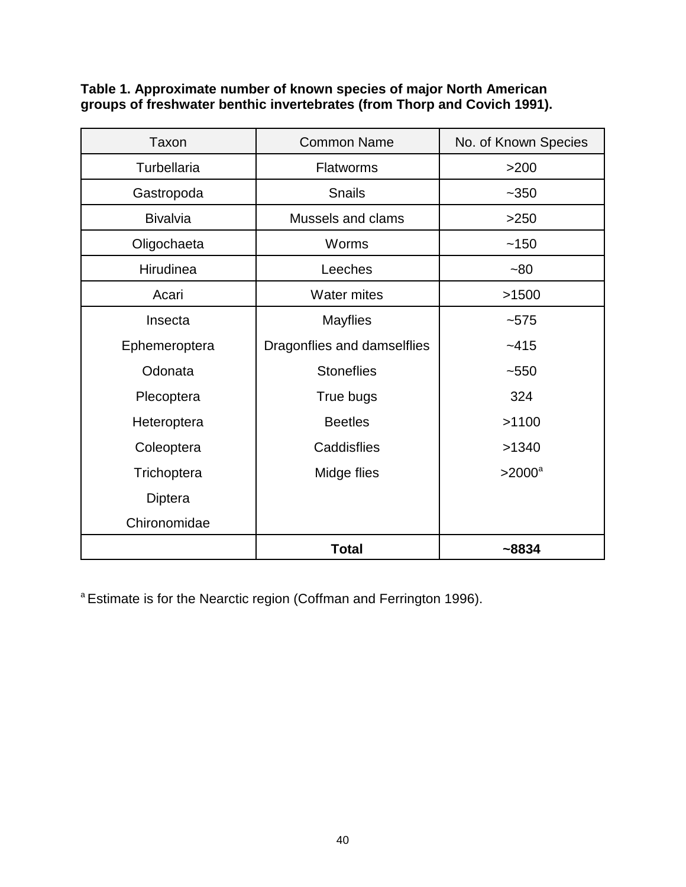**Table 1. Approximate number of known species of major North American groups of freshwater benthic invertebrates (from Thorp and Covich 1991).**

| Taxon | Common Name | No. of Known Species |
|---|---|---|
| Turbellaria | Flatworms | >200 |
| Gastropoda | Snails | ~350 |
| Bivalvia | Mussels and clams | >250 |
| Oligochaeta | Worms | ~150 |
| Hirudinea | Leeches | ~80 |
| Acari | Water mites | >1500 |
| Insecta | Mayflies | ~575 |
| Ephemeroptera | Dragonflies and damselflies | ~415 |
| Odonata | Stoneflies | ~550 |
| Plecoptera | True bugs | 324 |
| Heteroptera | Beetles | >1100 |
| Coleoptera | Caddisflies | >1340 |
| Trichoptera | Midge flies | >2000[a] |
| Diptera | | |
| Chironomidae | | |
| | **Total** | **~8834** |

[a] Estimate is for the Nearctic region (Coffman and Ferrington 1996).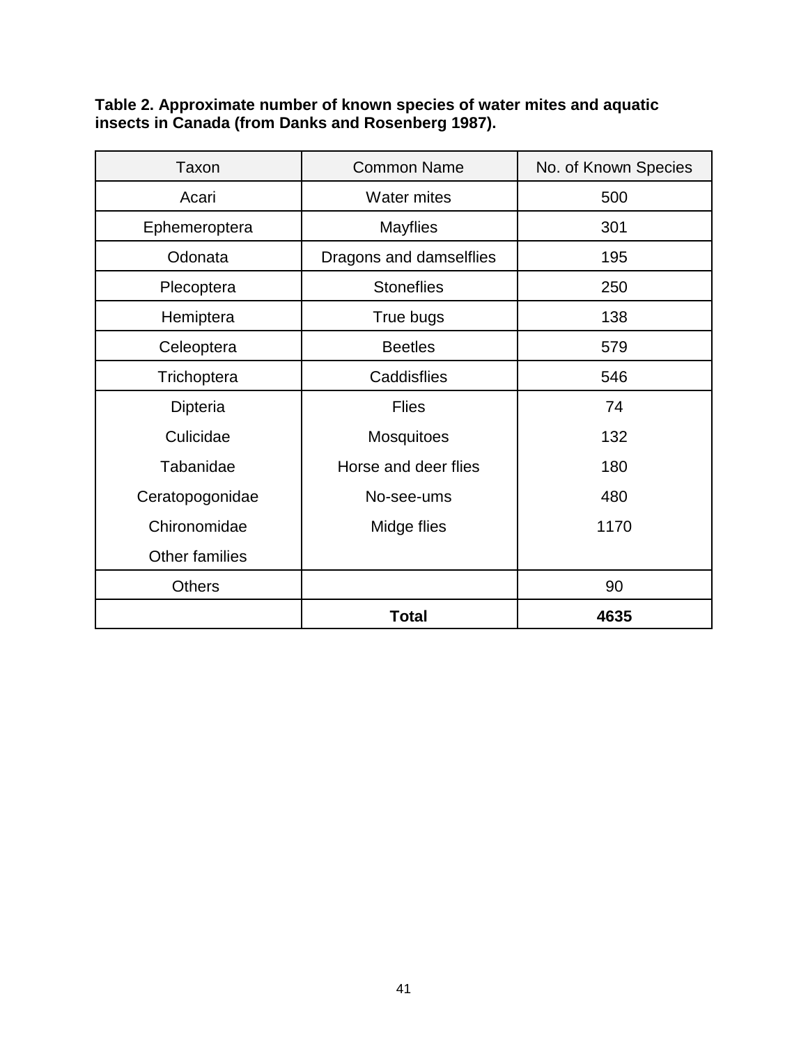**Table 2. Approximate number of known species of water mites and aquatic insects in Canada (from Danks and Rosenberg 1987).**

| Taxon | Common Name | No. of Known Species |
|---|---|---|
| Acari | Water mites | 500 |
| Ephemeroptera | Mayflies | 301 |
| Odonata | Dragons and damselflies | 195 |
| Plecoptera | Stoneflies | 250 |
| Hemiptera | True bugs | 138 |
| Celeoptera | Beetles | 579 |
| Trichoptera | Caddisflies | 546 |
| Dipteria | Flies | 74 |
| Culicidae | Mosquitoes | 132 |
| Tabanidae | Horse and deer flies | 180 |
| Ceratopogonidae | No-see-ums | 480 |
| Chironomidae | Midge flies | 1170 |
| Other families | | |
| Others | | 90 |
| | **Total** | **4635** |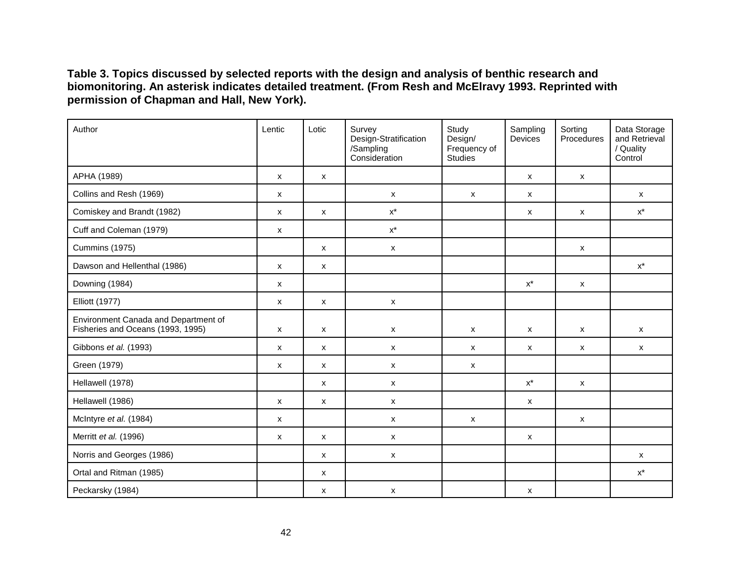**Table 3. Topics discussed by selected reports with the design and analysis of benthic research and biomonitoring. An asterisk indicates detailed treatment. (From Resh and McElravy 1993. Reprinted with permission of Chapman and Hall, New York).**

| Author | Lentic | Lotic | Survey Design-Stratification /Sampling Consideration | Study Design/ Frequency of Studies | Sampling Devices | Sorting Procedures | Data Storage and Retrieval / Quality Control |
|---|---|---|---|---|---|---|---|
| APHA (1989) | x | x | | | x | x | |
| Collins and Resh (1969) | x | | x | x | x | | x |
| Comiskey and Brandt (1982) | x | x | x* | | x | x | x* |
| Cuff and Coleman (1979) | x | | x* | | | | |
| Cummins (1975) | | x | x | | | x | |
| Dawson and Hellenthal (1986) | x | x | | | | | x* |
| Downing (1984) | x | | | | x* | x | |
| Elliott (1977) | x | x | x | | | | |
| Environment Canada and Department of Fisheries and Oceans (1993, 1995) | x | x | x | x | x | x | x |
| Gibbons *et al.* (1993) | x | x | x | x | x | x | x |
| Green (1979) | x | x | x | x | | | |
| Hellawell (1978) | | x | x | | x* | x | |
| Hellawell (1986) | x | x | x | | x | | |
| McIntyre *et al.* (1984) | x | | x | x | | x | |
| Merritt *et al.* (1996) | x | x | x | | x | | |
| Norris and Georges (1986) | | x | x | | | | x |
| Ortal and Ritman (1985) | | x | | | | | x* |
| Peckarsky (1984) | | x | x | | x | | |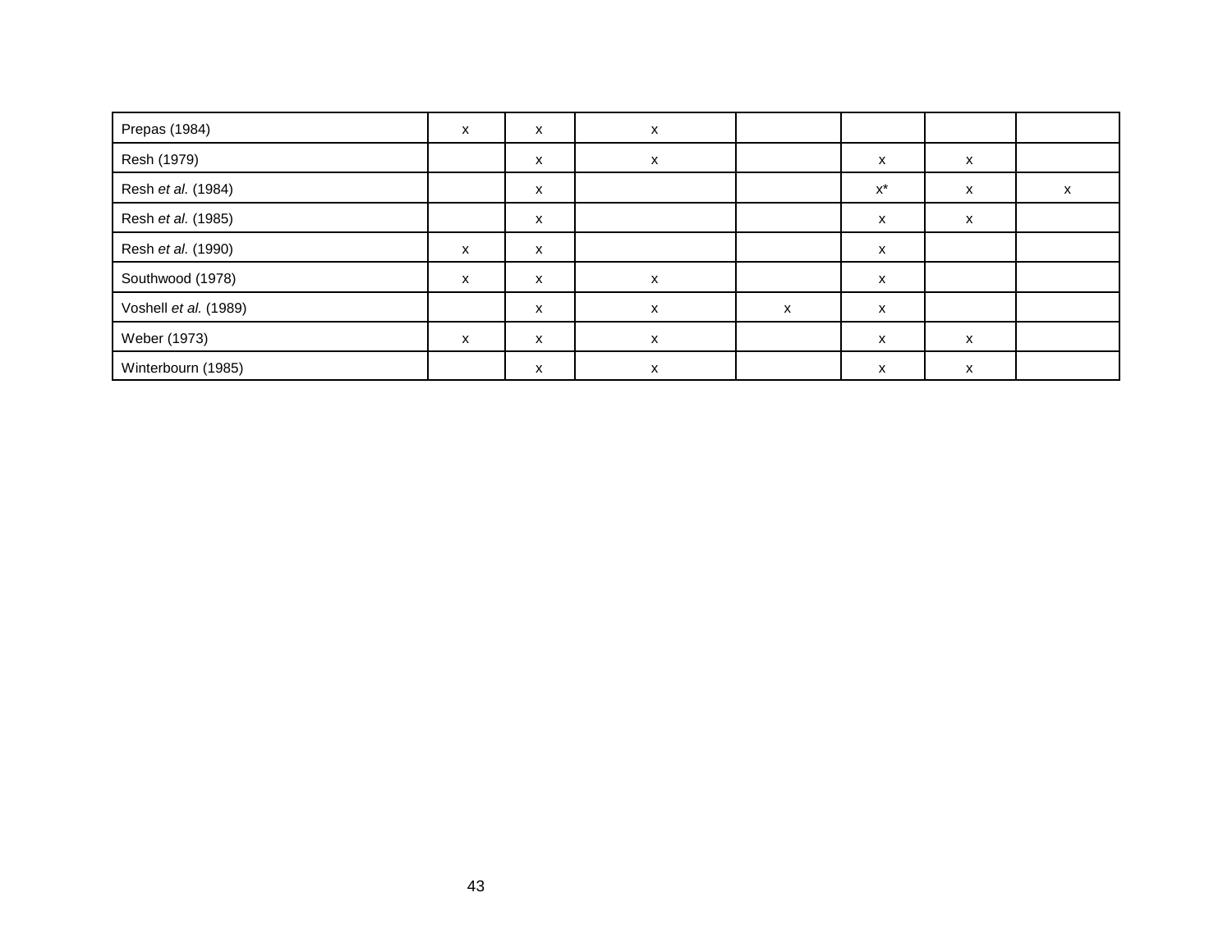| | | | | | | | |
|---|---|---|---|---|---|---|---|
| Prepas (1984) | x | x | x | | | | |
| Resh (1979) | | x | x | | x | x | |
| Resh *et al.* (1984) | | x | | | x* | x | x |
| Resh *et al.* (1985) | | x | | | x | x | |
| Resh *et al.* (1990) | x | x | | | x | | |
| Southwood (1978) | x | x | x | | x | | |
| Voshell *et al.* (1989) | | x | x | x | x | | |
| Weber (1973) | x | x | x | | x | x | |
| Winterbourn (1985) | | x | x | | x | x | |